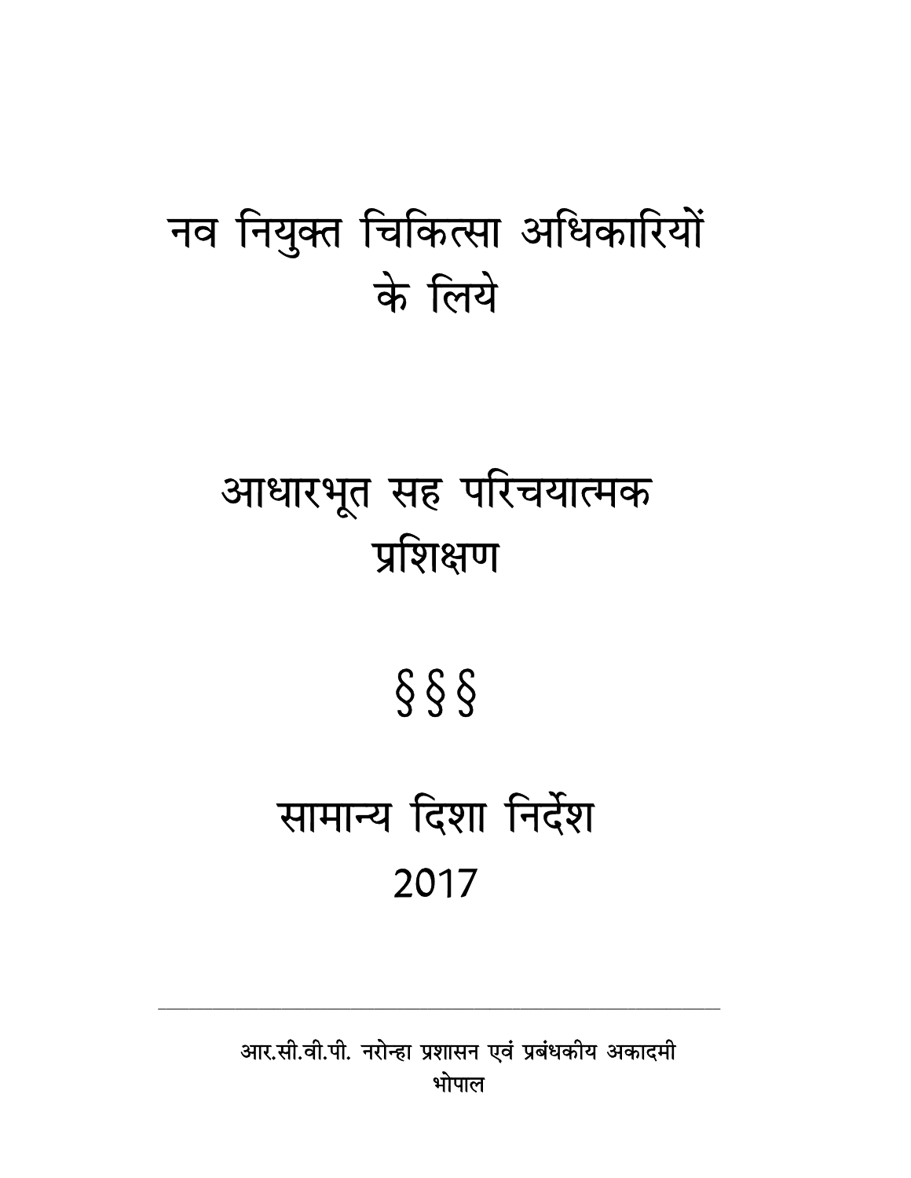# नव नियुक्त चिकित्सा अधिकारियों के लिये

# आधारभूत सह परिचयात्मक प्रशिक्षण

§ § §

# सामान्य दिशा निर्देश
# 2017

---

आर.सी.वी.पी. नरोन्हा प्रशासन एवं प्रबंधकीय अकादमी
भोपाल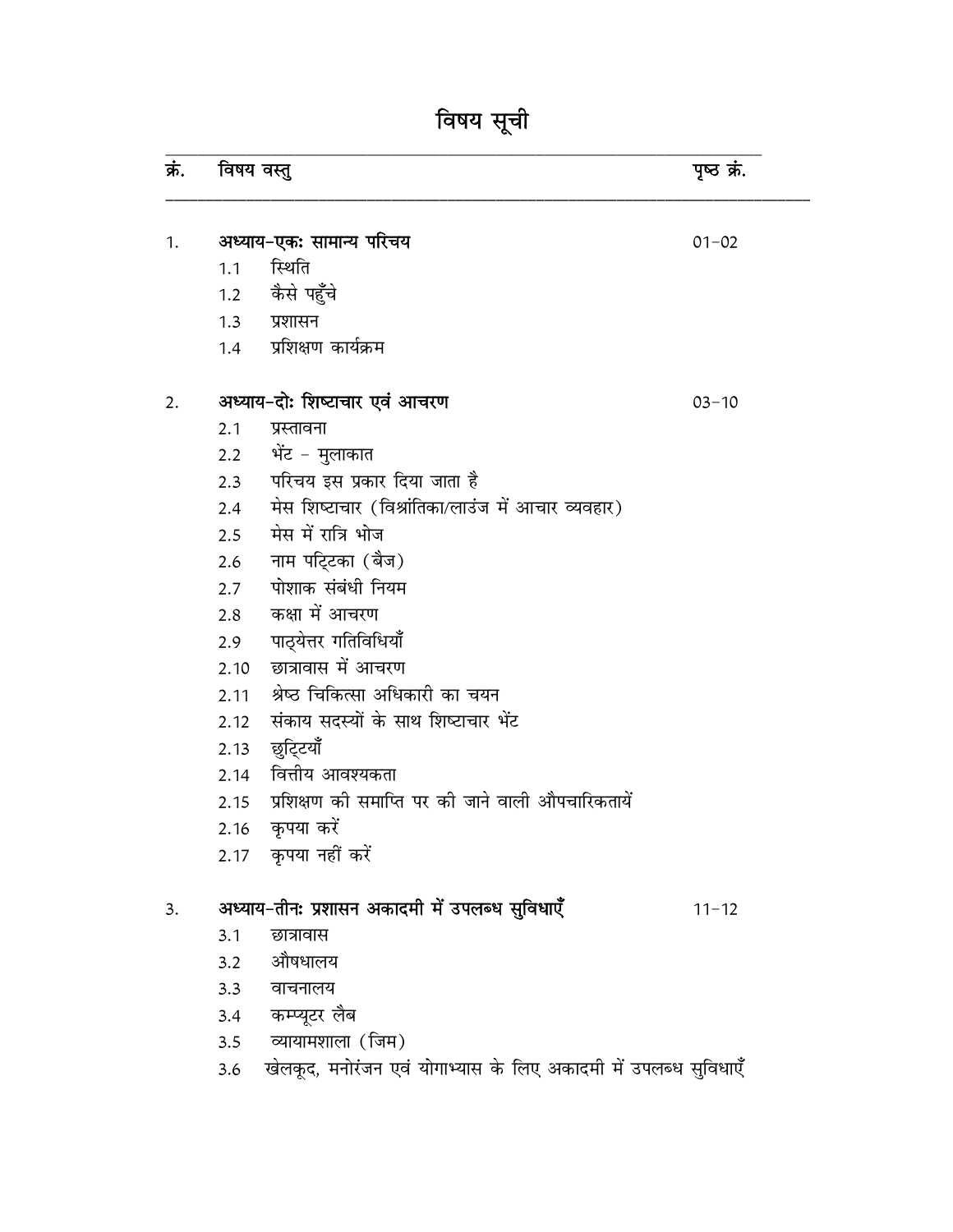# विषय सूची

| क्रं. | विषय वस्तु | पृष्ठ क्रं. |
|---|---|---|
| 1. | **अध्याय-एकः सामान्य परिचय** | 01-02 |
| | 1.1 स्थिति | |
| | 1.2 कैसे पहुँचे | |
| | 1.3 प्रशासन | |
| | 1.4 प्रशिक्षण कार्यक्रम | |
| 2. | **अध्याय-दोः शिष्टाचार एवं आचरण** | 03-10 |
| | 2.1 प्रस्तावना | |
| | 2.2 भेंट - मुलाकात | |
| | 2.3 परिचय इस प्रकार दिया जाता है | |
| | 2.4 मेस शिष्टाचार (विश्रांतिका/लाउंज में आचार व्यवहार) | |
| | 2.5 मेस में रात्रि भोज | |
| | 2.6 नाम पट्टिका (बैज) | |
| | 2.7 पोशाक संबंधी नियम | |
| | 2.8 कक्षा में आचरण | |
| | 2.9 पाठ्येत्तर गतिविधियाँ | |
| | 2.10 छात्रावास में आचरण | |
| | 2.11 श्रेष्ठ चिकित्सा अधिकारी का चयन | |
| | 2.12 संकाय सदस्यों के साथ शिष्टाचार भेंट | |
| | 2.13 छुट्टियाँ | |
| | 2.14 वित्तीय आवश्यकता | |
| | 2.15 प्रशिक्षण की समाप्ति पर की जाने वाली औपचारिकतायें | |
| | 2.16 कृपया करें | |
| | 2.17 कृपया नहीं करें | |
| 3. | **अध्याय-तीनः प्रशासन अकादमी में उपलब्ध सुविधाएँ** | 11-12 |
| | 3.1 छात्रावास | |
| | 3.2 औषधालय | |
| | 3.3 वाचनालय | |
| | 3.4 कम्प्यूटर लैब | |
| | 3.5 व्यायामशाला (जिम) | |
| | 3.6 खेलकूद, मनोरंजन एवं योगाभ्यास के लिए अकादमी में उपलब्ध सुविधाएँ | |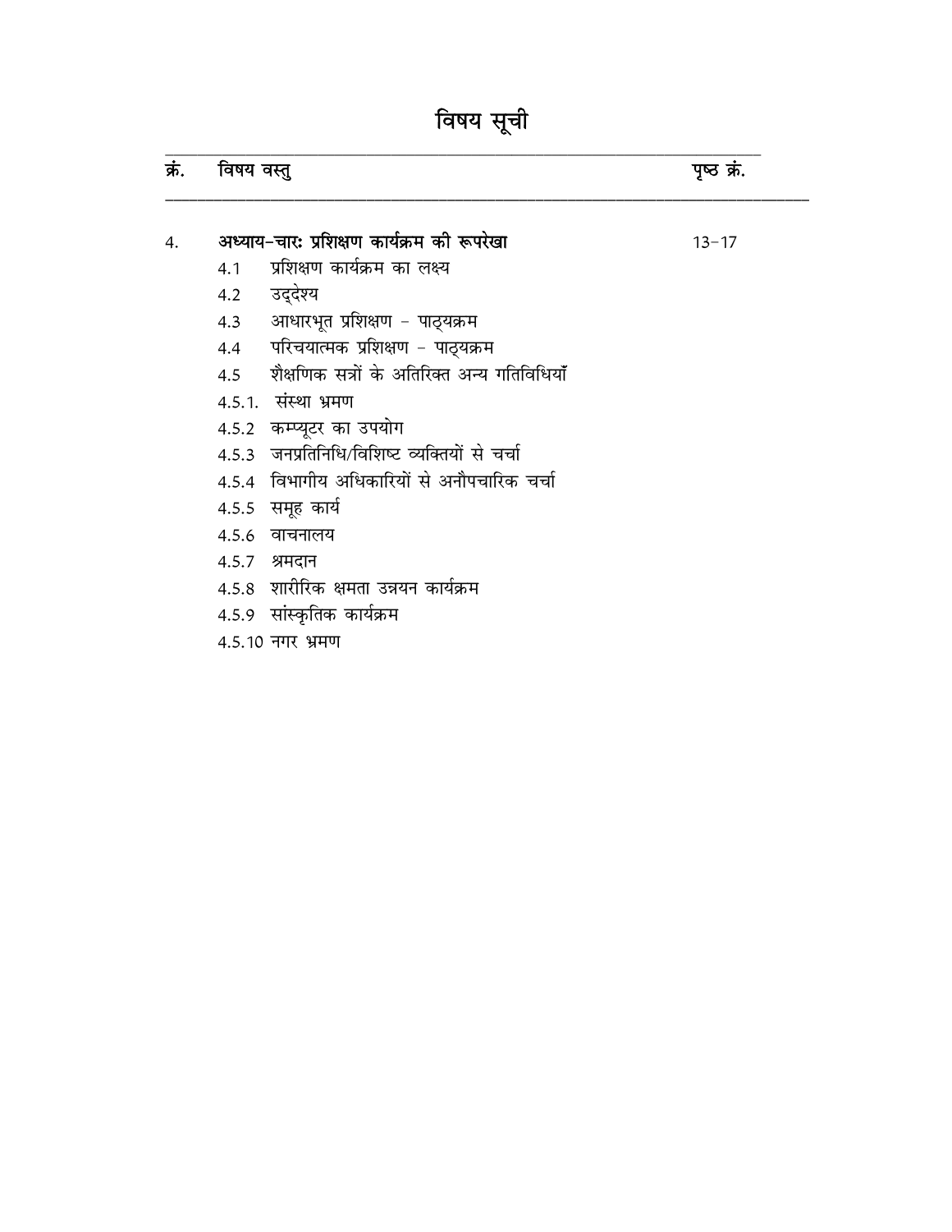# विषय सूची

| क्रं. | विषय वस्तु | पृष्ठ क्रं. |
| --- | --- | --- |
| 4. | **अध्याय-चारः प्रशिक्षण कार्यक्रम की रूपरेखा** | 13-17 |
| | 4.1 प्रशिक्षण कार्यक्रम का लक्ष्य | |
| | 4.2 उद्देश्य | |
| | 4.3 आधारभूत प्रशिक्षण - पाठ्यक्रम | |
| | 4.4 परिचयात्मक प्रशिक्षण - पाठ्यक्रम | |
| | 4.5 शैक्षणिक सत्रों के अतिरिक्त अन्य गतिविधियाँ | |
| | 4.5.1. संस्था भ्रमण | |
| | 4.5.2 कम्प्यूटर का उपयोग | |
| | 4.5.3 जनप्रतिनिधि/विशिष्ट व्यक्तियों से चर्चा | |
| | 4.5.4 विभागीय अधिकारियों से अनौपचारिक चर्चा | |
| | 4.5.5 समूह कार्य | |
| | 4.5.6 वाचनालय | |
| | 4.5.7 श्रमदान | |
| | 4.5.8 शारीरिक क्षमता उन्नयन कार्यक्रम | |
| | 4.5.9 सांस्कृतिक कार्यक्रम | |
| | 4.5.10 नगर भ्रमण | |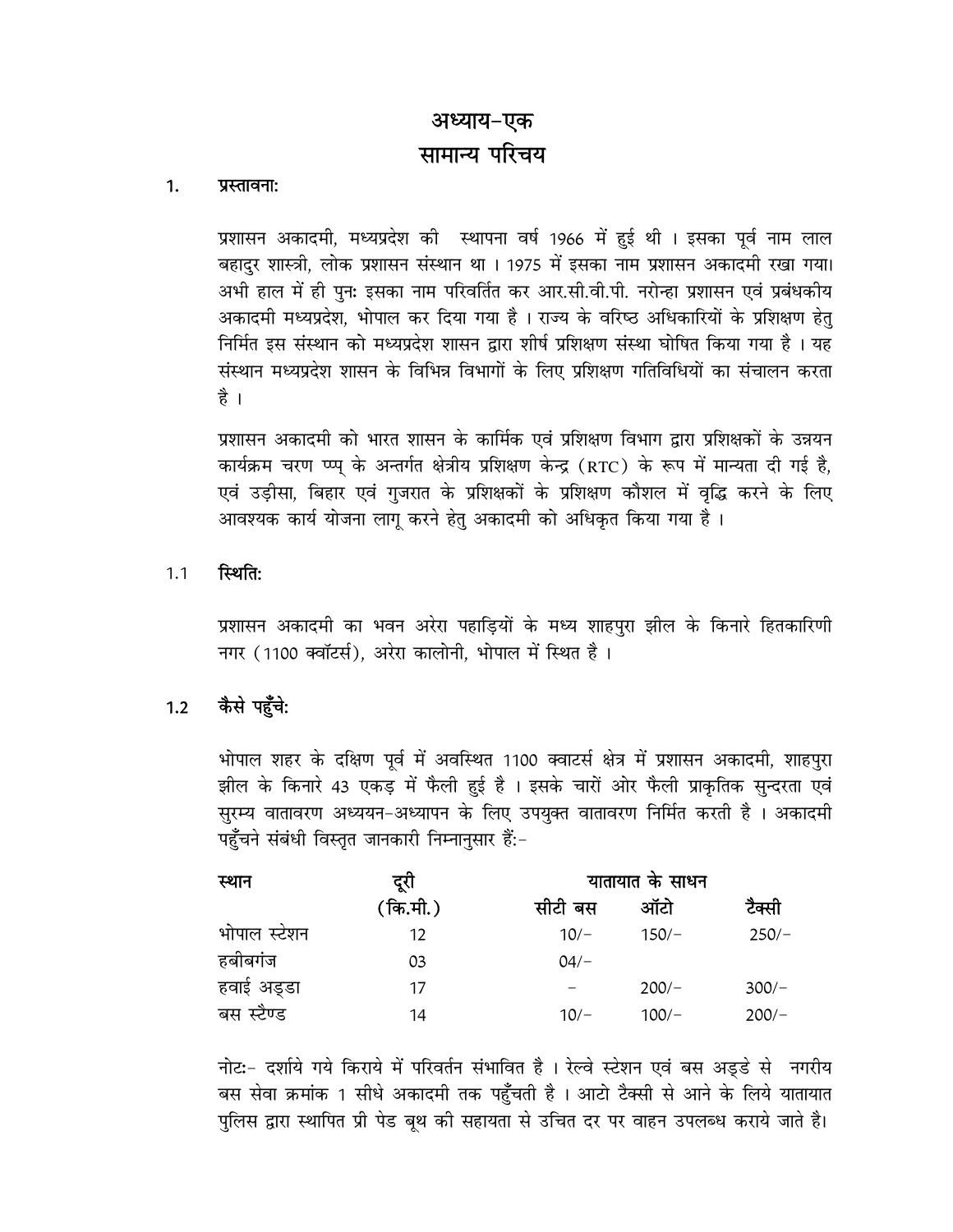# अध्याय-एक
## सामान्य परिचय

### 1. प्रस्तावना:

प्रशासन अकादमी, मध्यप्रदेश की स्थापना वर्ष 1966 में हुई थी । इसका पूर्व नाम लाल बहादुर शास्त्री, लोक प्रशासन संस्थान था । 1975 में इसका नाम प्रशासन अकादमी रखा गया। अभी हाल में ही पुनः इसका नाम परिवर्तित कर आर.सी.वी.पी. नरोन्हा प्रशासन एवं प्रबंधकीय अकादमी मध्यप्रदेश, भोपाल कर दिया गया है । राज्य के वरिष्ठ अधिकारियों के प्रशिक्षण हेतु निर्मित इस संस्थान को मध्यप्रदेश शासन द्वारा शीर्ष प्रशिक्षण संस्था घोषित किया गया है । यह संस्थान मध्यप्रदेश शासन के विभिन्न विभागों के लिए प्रशिक्षण गतिविधियों का संचालन करता है ।

प्रशासन अकादमी को भारत शासन के कार्मिक एवं प्रशिक्षण विभाग द्वारा प्रशिक्षकों के उन्नयन कार्यक्रम चरण ण्प्प् के अन्तर्गत क्षेत्रीय प्रशिक्षण केन्द्र (RTC) के रूप में मान्यता दी गई है, एवं उड़ीसा, बिहार एवं गुजरात के प्रशिक्षकों के प्रशिक्षण कौशल में वृद्धि करने के लिए आवश्यक कार्य योजना लागू करने हेतु अकादमी को अधिकृत किया गया है ।

### 1.1 स्थिति:

प्रशासन अकादमी का भवन अरेरा पहाड़ियों के मध्य शाहपुरा झील के किनारे हितकारिणी नगर (1100 क्वॉटर्स), अरेरा कालोनी, भोपाल में स्थित है ।

### 1.2 कैसे पहुँचे:

भोपाल शहर के दक्षिण पूर्व में अवस्थित 1100 क्वाटर्स क्षेत्र में प्रशासन अकादमी, शाहपुरा झील के किनारे 43 एकड़ में फैली हुई है । इसके चारों ओर फैली प्राकृतिक सुन्दरता एवं सुरम्य वातावरण अध्ययन-अध्यापन के लिए उपयुक्त वातावरण निर्मित करती है । अकादमी पहुँचने संबंधी विस्तृत जानकारी निम्नानुसार हैं:-

| स्थान | दूरी | यातायात के साधन | | |
|---|---|---|---|---|
| | (कि.मी.) | सीटी बस | ऑटो | टैक्सी |
| भोपाल स्टेशन | 12 | 10/- | 150/- | 250/- |
| हबीबगंज | 03 | 04/- | | |
| हवाई अड्डा | 17 | - | 200/- | 300/- |
| बस स्टैण्ड | 14 | 10/- | 100/- | 200/- |

नोटः- दर्शाये गये किराये में परिवर्तन संभावित है । रेल्वे स्टेशन एवं बस अड्डे से नगरीय बस सेवा क्रमांक 1 सीधे अकादमी तक पहुँचती है । आटो टैक्सी से आने के लिये यातायात पुलिस द्वारा स्थापित प्री पेड बूथ की सहायता से उचित दर पर वाहन उपलब्ध कराये जाते है।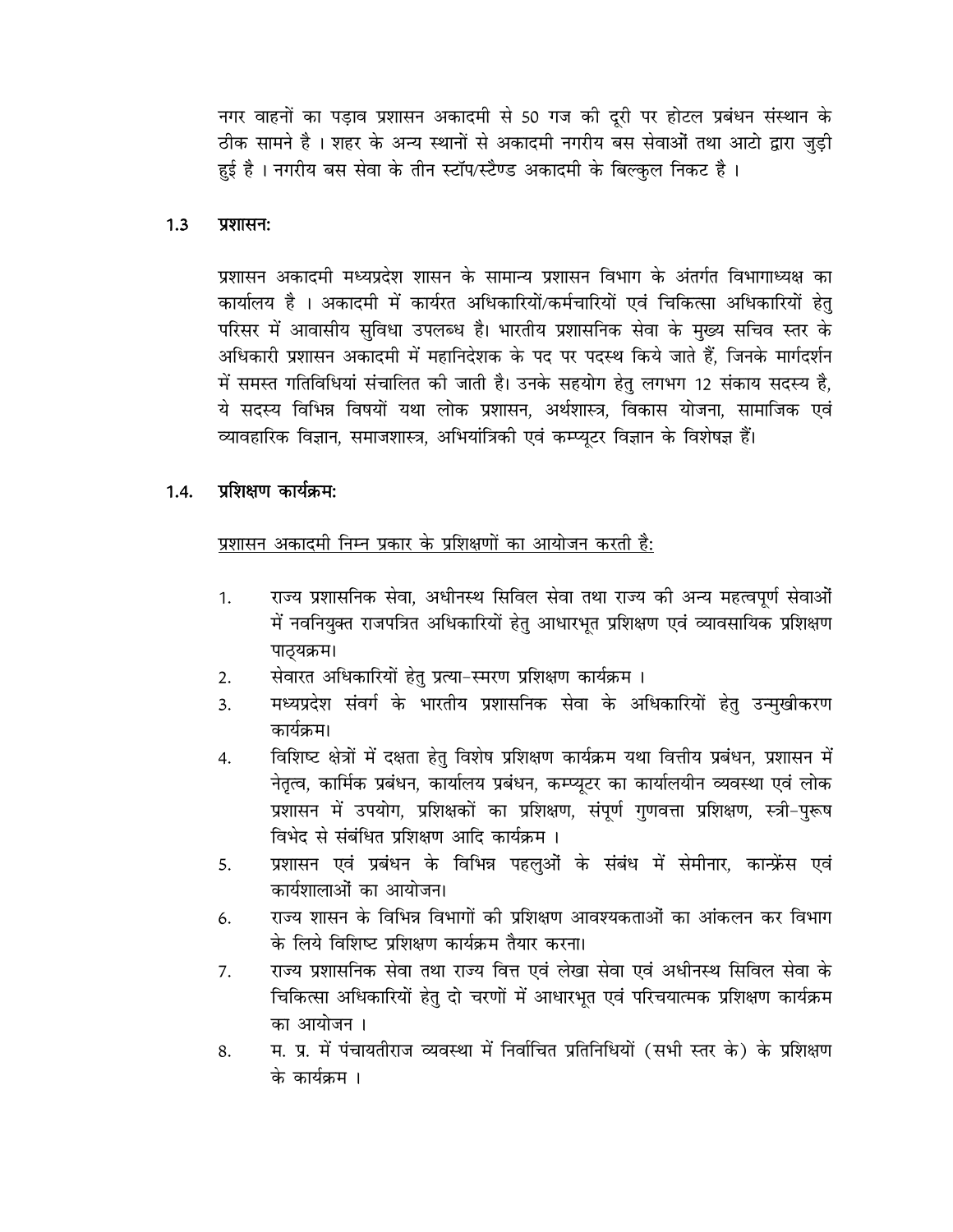नगर वाहनों का पड़ाव प्रशासन अकादमी से 50 गज की दूरी पर होटल प्रबंधन संस्थान के ठीक सामने है । शहर के अन्य स्थानों से अकादमी नगरीय बस सेवाओं तथा आटो द्वारा जुड़ी हुई है । नगरीय बस सेवा के तीन स्टॉप/स्टैण्ड अकादमी के बिल्कुल निकट है ।

### 1.3 प्रशासन:

प्रशासन अकादमी मध्यप्रदेश शासन के सामान्य प्रशासन विभाग के अंतर्गत विभागाध्यक्ष का कार्यालय है । अकादमी में कार्यरत अधिकारियों/कर्मचारियों एवं चिकित्सा अधिकारियों हेतु परिसर में आवासीय सुविधा उपलब्ध है। भारतीय प्रशासनिक सेवा के मुख्य सचिव स्तर के अधिकारी प्रशासन अकादमी में महानिदेशक के पद पर पदस्थ किये जाते हैं, जिनके मार्गदर्शन में समस्त गतिविधियां संचालित की जाती है। उनके सहयोग हेतु लगभग 12 संकाय सदस्य है, ये सदस्य विभिन्न विषयों यथा लोक प्रशासन, अर्थशास्त्र, विकास योजना, सामाजिक एवं व्यावहारिक विज्ञान, समाजशास्त्र, अभियांत्रिकी एवं कम्प्यूटर विज्ञान के विशेषज्ञ हैं।

### 1.4. प्रशिक्षण कार्यक्रम:

<u>प्रशासन अकादमी निम्न प्रकार के प्रशिक्षणों का आयोजन करती है:</u>

1. राज्य प्रशासनिक सेवा, अधीनस्थ सिविल सेवा तथा राज्य की अन्य महत्वपूर्ण सेवाओं में नवनियुक्त राजपत्रित अधिकारियों हेतु आधारभूत प्रशिक्षण एवं व्यावसायिक प्रशिक्षण पाठ्यक्रम।
2. सेवारत अधिकारियों हेतु प्रत्या-स्मरण प्रशिक्षण कार्यक्रम ।
3. मध्यप्रदेश संवर्ग के भारतीय प्रशासनिक सेवा के अधिकारियों हेतु उन्मुखीकरण कार्यक्रम।
4. विशिष्ट क्षेत्रों में दक्षता हेतु विशेष प्रशिक्षण कार्यक्रम यथा वित्तीय प्रबंधन, प्रशासन में नेतृत्व, कार्मिक प्रबंधन, कार्यालय प्रबंधन, कम्प्यूटर का कार्यालयीन व्यवस्था एवं लोक प्रशासन में उपयोग, प्रशिक्षकों का प्रशिक्षण, संपूर्ण गुणवत्ता प्रशिक्षण, स्त्री-पुरूष विभेद से संबंधित प्रशिक्षण आदि कार्यक्रम ।
5. प्रशासन एवं प्रबंधन के विभिन्न पहलुओं के संबंध में सेमीनार, कान्फ्रेंस एवं कार्यशालाओं का आयोजन।
6. राज्य शासन के विभिन्न विभागों की प्रशिक्षण आवश्यकताओं का आंकलन कर विभाग के लिये विशिष्ट प्रशिक्षण कार्यक्रम तैयार करना।
7. राज्य प्रशासनिक सेवा तथा राज्य वित्त एवं लेखा सेवा एवं अधीनस्थ सिविल सेवा के चिकित्सा अधिकारियों हेतु दो चरणों में आधारभूत एवं परिचयात्मक प्रशिक्षण कार्यक्रम का आयोजन ।
8. म. प्र. में पंचायतीराज व्यवस्था में निर्वाचित प्रतिनिधियों (सभी स्तर के) के प्रशिक्षण के कार्यक्रम ।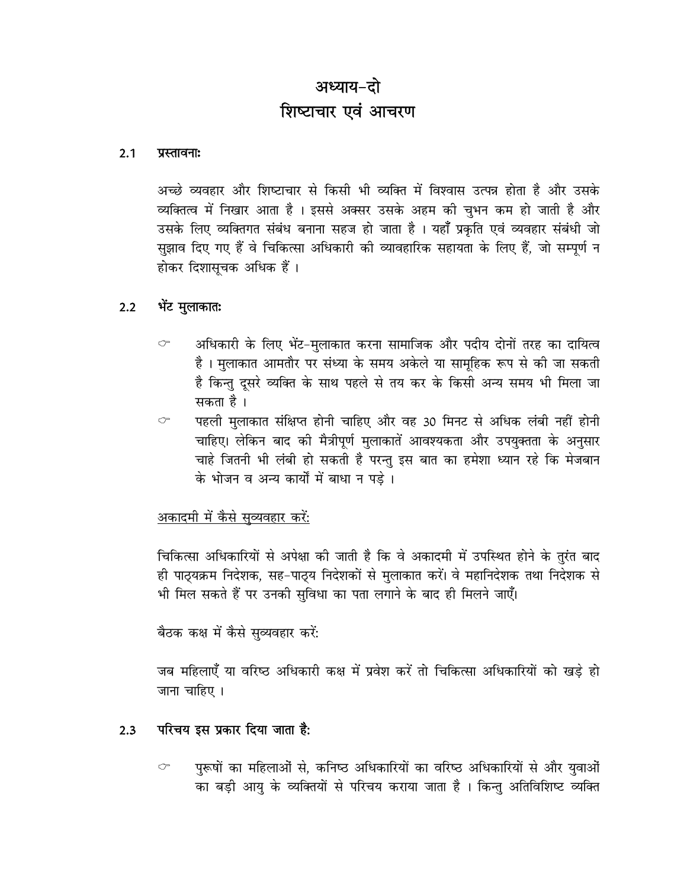# अध्याय-दो
# शिष्टाचार एवं आचरण

## 2.1 प्रस्तावनाः

अच्छे व्यवहार और शिष्टाचार से किसी भी व्यक्ति में विश्वास उत्पन्न होता है और उसके व्यक्तित्व में निखार आता है । इससे अक्सर उसके अहम की चुभन कम हो जाती है और उसके लिए व्यक्तिगत संबंध बनाना सहज हो जाता है । यहाँ प्रकृति एवं व्यवहार संबंधी जो सुझाव दिए गए हैं वे चिकित्सा अधिकारी की व्यावहारिक सहायता के लिए हैं, जो सम्पूर्ण न होकर दिशासूचक अधिक हैं ।

## 2.2 भेंट मुलाकातः

- अधिकारी के लिए भेंट-मुलाकात करना सामाजिक और पदीय दोनों तरह का दायित्व है । मुलाकात आमतौर पर संध्या के समय अकेले या सामूहिक रूप से की जा सकती है किन्तु दूसरे व्यक्ति के साथ पहले से तय कर के किसी अन्य समय भी मिला जा सकता है ।
- पहली मुलाकात संक्षिप्त होनी चाहिए और वह 30 मिनट से अधिक लंबी नहीं होनी चाहिए। लेकिन बाद की मैत्रीपूर्ण मुलाकातें आवश्यकता और उपयुक्तता के अनुसार चाहे जितनी भी लंबी हो सकती है परन्तु इस बात का हमेशा ध्यान रहे कि मेजबान के भोजन व अन्य कार्यों में बाधा न पड़े ।

<u>अकादमी में कैसे सुव्यवहार करें:</u>

चिकित्सा अधिकारियों से अपेक्षा की जाती है कि वे अकादमी में उपस्थित होने के तुरंत बाद ही पाठ्यक्रम निदेशक, सह-पाठ्य निदेशकों से मुलाकात करें। वे महानिदेशक तथा निदेशक से भी मिल सकते हैं पर उनकी सुविधा का पता लगाने के बाद ही मिलने जाएँ।

बैठक कक्ष में कैसे सुव्यवहार करें:

जब महिलाएँ या वरिष्ठ अधिकारी कक्ष में प्रवेश करें तो चिकित्सा अधिकारियों को खड़े हो जाना चाहिए ।

## 2.3 परिचय इस प्रकार दिया जाता है:

- पुरूषों का महिलाओं से, कनिष्ठ अधिकारियों का वरिष्ठ अधिकारियों से और युवाओं का बड़ी आयु के व्यक्तियों से परिचय कराया जाता है । किन्तु अतिविशिष्ट व्यक्ति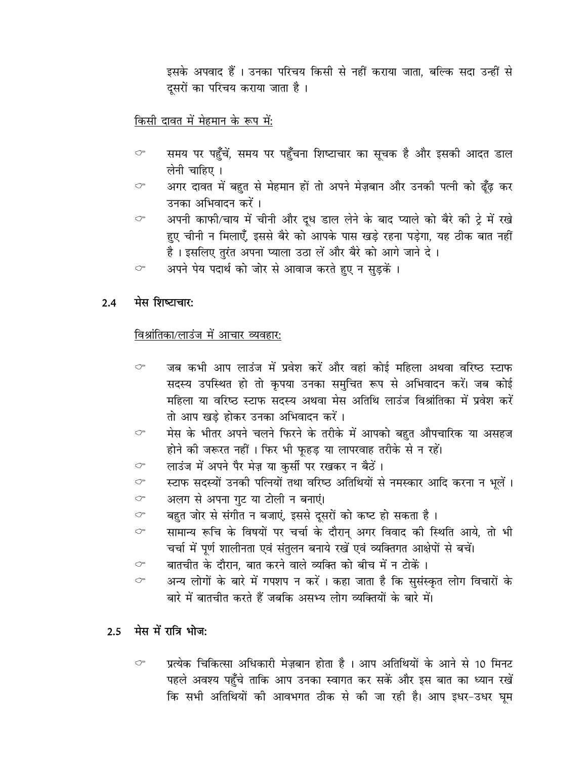इसके अपवाद हैं । उनका परिचय किसी से नहीं कराया जाता, बल्कि सदा उन्हीं से दूसरों का परिचय कराया जाता है ।

<u>किसी दावत में मेहमान के रूप में:</u>

- समय पर पहुँचें, समय पर पहुँचना शिष्टाचार का सूचक है और इसकी आदत डाल लेनी चाहिए ।
- अगर दावत में बहुत से मेहमान हों तो अपने मेज़बान और उनकी पत्नी को ढूँढ़ कर उनका अभिवादन करें ।
- अपनी काफी/चाय में चीनी और दूध डाल लेने के बाद प्याले को बैरे की ट्रे में रखे हुए चीनी न मिलाएँ, इससे बैरे को आपके पास खड़े रहना पड़ेगा, यह ठीक बात नहीं है । इसलिए तुरंत अपना प्याला उठा लें और बैरे को आगे जाने दे ।
- अपने पेय पदार्थ को जोर से आवाज करते हुए न सुड़कें ।

## 2.4 मेस शिष्टाचार:

<u>विश्रांतिका/लाउंज में आचार व्यवहार:</u>

- जब कभी आप लाउंज में प्रवेश करें और वहां कोई महिला अथवा वरिष्ठ स्टाफ सदस्य उपस्थित हो तो कृपया उनका समुचित रूप से अभिवादन करें। जब कोई महिला या वरिष्ठ स्टाफ सदस्य अथवा मेस अतिथि लाउंज विश्रांतिका में प्रवेश करें तो आप खड़े होकर उनका अभिवादन करें ।
- मेस के भीतर अपने चलने फिरने के तरीके में आपको बहुत औपचारिक या असहज होने की जरूरत नहीं । फिर भी फूहड़ या लापरवाह तरीके से न रहें।
- लाउंज में अपने पैर मेज़ या कुर्सी पर रखकर न बैठें ।
- स्टाफ सदस्यों उनकी पत्नियों तथा वरिष्ठ अतिथियों से नमस्कार आदि करना न भूलें ।
- अलग से अपना गुट या टोली न बनाएं।
- बहुत जोर से संगीत न बजाएं, इससे दूसरों को कष्ट हो सकता है ।
- सामान्य रूचि के विषयों पर चर्चा के दौरान् अगर विवाद की स्थिति आये, तो भी चर्चा में पूर्ण शालीनता एवं संतुलन बनाये रखें एवं व्यक्तिगत आक्षेपों से बचें।
- बातचीत के दौरान, बात करने वाले व्यक्ति को बीच में न टोकें ।
- अन्य लोगों के बारे में गपशप न करें । कहा जाता है कि सुसंस्कृत लोग विचारों के बारे में बातचीत करते हैं जबकि असभ्य लोग व्यक्तियों के बारे में।

## 2.5 मेस में रात्रि भोज:

- प्रत्येक चिकित्सा अधिकारी मेज़बान होता है । आप अतिथियों के आने से 10 मिनट पहले अवश्य पहुँचे ताकि आप उनका स्वागत कर सकें और इस बात का ध्यान रखें कि सभी अतिथियों की आवभगत ठीक से की जा रही है। आप इधर-उधर घूम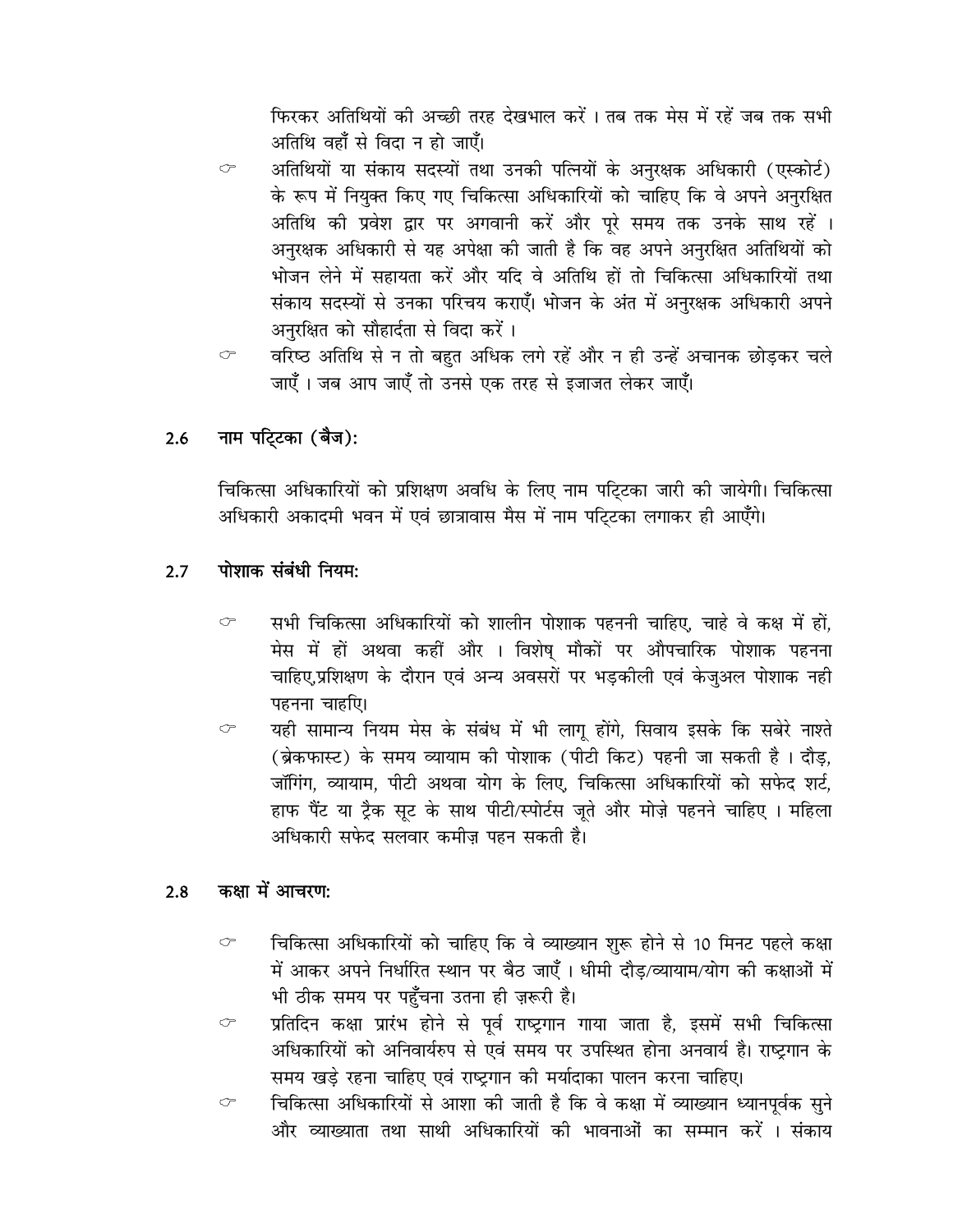फिरकर अतिथियों की अच्छी तरह देखभाल करें । तब तक मेस में रहें जब तक सभी अतिथि वहाँ से विदा न हो जाएँ।

- अतिथियों या संकाय सदस्यों तथा उनकी पत्नियों के अनुरक्षक अधिकारी (एस्कोर्ट) के रूप में नियुक्त किए गए चिकित्सा अधिकारियों को चाहिए कि वे अपने अनुरक्षित अतिथि की प्रवेश द्वार पर अगवानी करें और पूरे समय तक उनके साथ रहें । अनुरक्षक अधिकारी से यह अपेक्षा की जाती है कि वह अपने अनुरक्षित अतिथियों को भोजन लेने में सहायता करें और यदि वे अतिथि हों तो चिकित्सा अधिकारियों तथा संकाय सदस्यों से उनका परिचय कराएँ। भोजन के अंत में अनुरक्षक अधिकारी अपने अनुरक्षित को सौहार्दता से विदा करें ।
- वरिष्ठ अतिथि से न तो बहुत अधिक लगे रहें और न ही उन्हें अचानक छोड़कर चले जाएँ । जब आप जाएँ तो उनसे एक तरह से इजाजत लेकर जाएँ।

## 2.6 नाम पट्टिका (बैज):

चिकित्सा अधिकारियों को प्रशिक्षण अवधि के लिए नाम पट्टिका जारी की जायेगी। चिकित्सा अधिकारी अकादमी भवन में एवं छात्रावास मैस में नाम पट्टिका लगाकर ही आएँगे।

## 2.7 पोशाक संबंधी नियम:

- सभी चिकित्सा अधिकारियों को शालीन पोशाक पहननी चाहिए, चाहे वे कक्ष में हों, मेस में हों अथवा कहीं और । विशेष् मौकों पर औपचारिक पोशाक पहनना चाहिए,प्रशिक्षण के दौरान एवं अन्य अवसरों पर भड़कीली एवं केजुअल पोशाक नही पहनना चाहिए।
- यही सामान्य नियम मेस के संबंध में भी लागू होंगे, सिवाय इसके कि सबेरे नाश्ते (ब्रेकफास्ट) के समय व्यायाम की पोशाक (पीटी किट) पहनी जा सकती है । दौड़, जॉगिंग, व्यायाम, पीटी अथवा योग के लिए, चिकित्सा अधिकारियों को सफेद शर्ट, हाफ पैंट या ट्रैक सूट के साथ पीटी/स्पोर्टस जूते और मोज़े पहनने चाहिए । महिला अधिकारी सफेद सलवार कमीज़ पहन सकती है।

## 2.8 कक्षा में आचरण:

- चिकित्सा अधिकारियों को चाहिए कि वे व्याख्यान शुरू होने से 10 मिनट पहले कक्षा में आकर अपने निर्धारित स्थान पर बैठ जाएँ । धीमी दौड़/व्यायाम/योग की कक्षाओं में भी ठीक समय पर पहुँचना उतना ही ज़रूरी है।
- प्रतिदिन कक्षा प्रारंभ होने से पूर्व राष्ट्रगान गाया जाता है, इसमें सभी चिकित्सा अधिकारियों को अनिवार्यरुप से एवं समय पर उपस्थित होना अनवार्य है। राष्ट्रगान के समय खड़े रहना चाहिए एवं राष्ट्रगान की मर्यादाका पालन करना चाहिए।
- चिकित्सा अधिकारियों से आशा की जाती है कि वे कक्षा में व्याख्यान ध्यानपूर्वक सुने और व्याख्याता तथा साथी अधिकारियों की भावनाओं का सम्मान करें । संकाय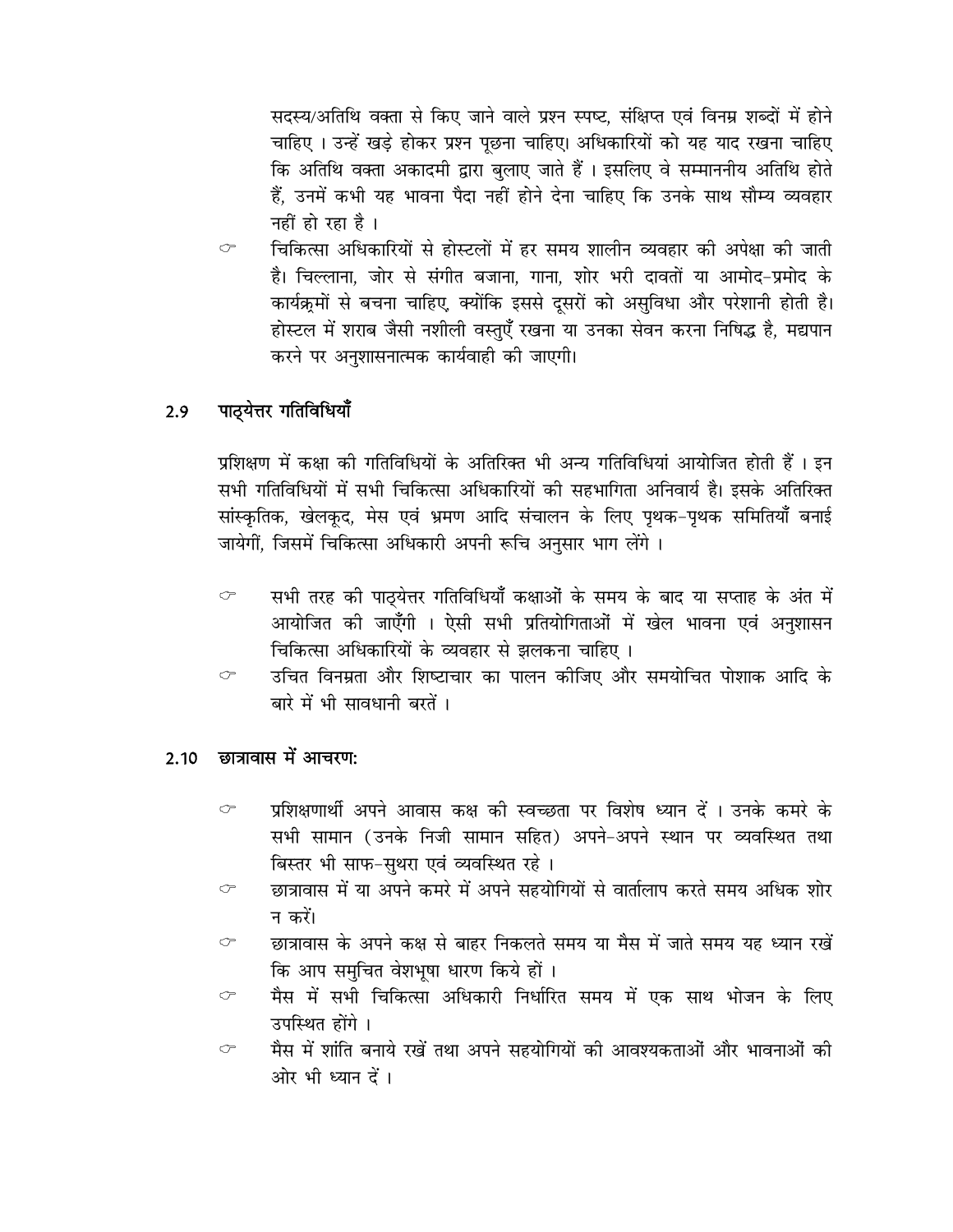सदस्य/अतिथि वक्ता से किए जाने वाले प्रश्न स्पष्ट, संक्षिप्त एवं विनम्र शब्दों में होने चाहिए । उन्हें खड़े होकर प्रश्न पूछना चाहिए। अधिकारियों को यह याद रखना चाहिए कि अतिथि वक्ता अकादमी द्वारा बुलाए जाते हैं । इसलिए वे सम्माननीय अतिथि होते हैं, उनमें कभी यह भावना पैदा नहीं होने देना चाहिए कि उनके साथ सौम्य व्यवहार नहीं हो रहा है ।

- चिकित्सा अधिकारियों से होस्टलों में हर समय शालीन व्यवहार की अपेक्षा की जाती है। चिल्लाना, जोर से संगीत बजाना, गाना, शोर भरी दावतों या आमोद-प्रमोद के कार्यक्रमों से बचना चाहिए, क्योंकि इससे दूसरों को असुविधा और परेशानी होती है। होस्टल में शराब जैसी नशीली वस्तुएँ रखना या उनका सेवन करना निषिद्ध है, मद्यपान करने पर अनुशासनात्मक कार्यवाही की जाएगी।

## 2.9 पाठ्येत्तर गतिविधियाँ

प्रशिक्षण में कक्षा की गतिविधियों के अतिरिक्त भी अन्य गतिविधियां आयोजित होती हैं । इन सभी गतिविधियों में सभी चिकित्सा अधिकारियों की सहभागिता अनिवार्य है। इसके अतिरिक्त सांस्कृतिक, खेलकूद, मेस एवं भ्रमण आदि संचालन के लिए पृथक-पृथक समितियाँ बनाई जायेगीं, जिसमें चिकित्सा अधिकारी अपनी रूचि अनुसार भाग लेंगे ।

- सभी तरह की पाठ्येत्तर गतिविधियाँ कक्षाओं के समय के बाद या सप्ताह के अंत में आयोजित की जाएँगी । ऐसी सभी प्रतियोगिताओं में खेल भावना एवं अनुशासन चिकित्सा अधिकारियों के व्यवहार से झलकना चाहिए ।
- उचित विनम्रता और शिष्टाचार का पालन कीजिए और समयोचित पोशाक आदि के बारे में भी सावधानी बरतें ।

## 2.10 छात्रावास में आचरण:

- प्रशिक्षणार्थी अपने आवास कक्ष की स्वच्छता पर विशेष ध्यान दें । उनके कमरे के सभी सामान (उनके निजी सामान सहित) अपने-अपने स्थान पर व्यवस्थित तथा बिस्तर भी साफ-सुथरा एवं व्यवस्थित रहे ।
- छात्रावास में या अपने कमरे में अपने सहयोगियों से वार्तालाप करते समय अधिक शोर न करें।
- छात्रावास के अपने कक्ष से बाहर निकलते समय या मैस में जाते समय यह ध्यान रखें कि आप समुचित वेशभूषा धारण किये हों ।
- मैस में सभी चिकित्सा अधिकारी निर्धारित समय में एक साथ भोजन के लिए उपस्थित होंगे ।
- मैस में शांति बनाये रखें तथा अपने सहयोगियों की आवश्यकताओं और भावनाओं की ओर भी ध्यान दें ।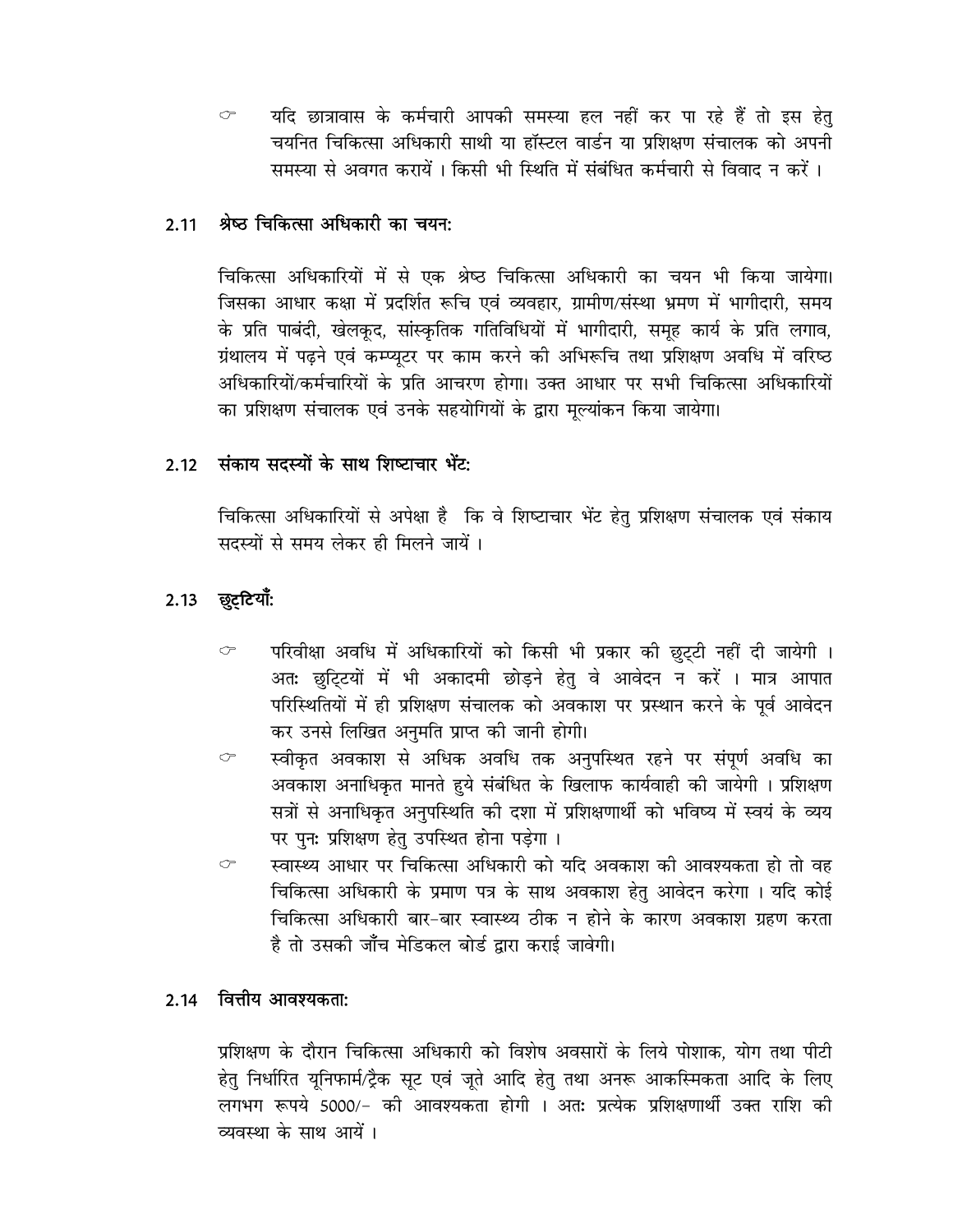- ☞ यदि छात्रावास के कर्मचारी आपकी समस्या हल नहीं कर पा रहे हैं तो इस हेतु चयनित चिकित्सा अधिकारी साथी या हॉस्टल वार्डन या प्रशिक्षण संचालक को अपनी समस्या से अवगत करायें । किसी भी स्थिति में संबंधित कर्मचारी से विवाद न करें ।

## 2.11 श्रेष्ठ चिकित्सा अधिकारी का चयन:

चिकित्सा अधिकारियों में से एक श्रेष्ठ चिकित्सा अधिकारी का चयन भी किया जायेगा। जिसका आधार कक्षा में प्रदर्शित रूचि एवं व्यवहार, ग्रामीण/संस्था भ्रमण में भागीदारी, समय के प्रति पाबंदी, खेलकूद, सांस्कृतिक गतिविधियों में भागीदारी, समूह कार्य के प्रति लगाव, ग्रंथालय में पढ़ने एवं कम्प्यूटर पर काम करने की अभिरूचि तथा प्रशिक्षण अवधि में वरिष्ठ अधिकारियों/कर्मचारियों के प्रति आचरण होगा। उक्त आधार पर सभी चिकित्सा अधिकारियों का प्रशिक्षण संचालक एवं उनके सहयोगियों के द्वारा मूल्यांकन किया जायेगा।

## 2.12 संकाय सदस्यों के साथ शिष्टाचार भेंट:

चिकित्सा अधिकारियों से अपेक्षा है कि वे शिष्टाचार भेंट हेतु प्रशिक्षण संचालक एवं संकाय सदस्यों से समय लेकर ही मिलने जायें ।

## 2.13 छुट्टियाँ:

- ☞ परिवीक्षा अवधि में अधिकारियों को किसी भी प्रकार की छुट्टी नहीं दी जायेगी । अतः छुट्टियों में भी अकादमी छोड़ने हेतु वे आवेदन न करें । मात्र आपात परिस्थितियों में ही प्रशिक्षण संचालक को अवकाश पर प्रस्थान करने के पूर्व आवेदन कर उनसे लिखित अनुमति प्राप्त की जानी होगी।
- ☞ स्वीकृत अवकाश से अधिक अवधि तक अनुपस्थित रहने पर संपूर्ण अवधि का अवकाश अनाधिकृत मानते हुये संबंधित के खिलाफ कार्यवाही की जायेगी । प्रशिक्षण सत्रों से अनाधिकृत अनुपस्थिति की दशा में प्रशिक्षणार्थी को भविष्य में स्वयं के व्यय पर पुनः प्रशिक्षण हेतु उपस्थित होना पड़ेगा ।
- ☞ स्वास्थ्य आधार पर चिकित्सा अधिकारी को यदि अवकाश की आवश्यकता हो तो वह चिकित्सा अधिकारी के प्रमाण पत्र के साथ अवकाश हेतु आवेदन करेगा । यदि कोई चिकित्सा अधिकारी बार-बार स्वास्थ्य ठीक न होने के कारण अवकाश ग्रहण करता है तो उसकी जाँच मेडिकल बोर्ड द्वारा कराई जावेगी।

## 2.14 वित्तीय आवश्यकता:

प्रशिक्षण के दौरान चिकित्सा अधिकारी को विशेष अवसारों के लिये पोशाक, योग तथा पीटी हेतु निर्धारित यूनिफार्म/ट्रैक सूट एवं जूते आदि हेतु तथा अनरू आकस्मिकता आदि के लिए लगभग रूपये 5000/- की आवश्यकता होगी । अतः प्रत्येक प्रशिक्षणार्थी उक्त राशि की व्यवस्था के साथ आयें ।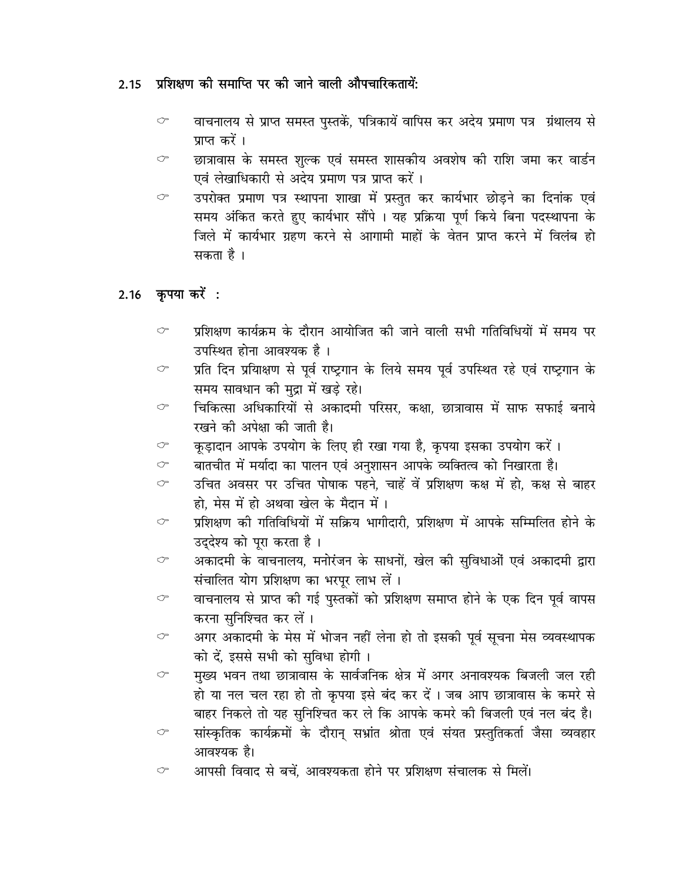## 2.15 प्रशिक्षण की समाप्ति पर की जाने वाली औपचारिकतायें:

- वाचनालय से प्राप्त समस्त पुस्तकें, पत्रिकायें वापिस कर अदेय प्रमाण पत्र ग्रंथालय से प्राप्त करें ।
- छात्रावास के समस्त शुल्क एवं समस्त शासकीय अवशेष की राशि जमा कर वार्डन एवं लेखाधिकारी से अदेय प्रमाण पत्र प्राप्त करें ।
- उपरोक्त प्रमाण पत्र स्थापना शाखा में प्रस्तुत कर कार्यभार छोड़ने का दिनांक एवं समय अंकित करते हुए कार्यभार सौंपे । यह प्रक्रिया पूर्ण किये बिना पदस्थापना के जिले में कार्यभार ग्रहण करने से आगामी माहों के वेतन प्राप्त करने में विलंब हो सकता है ।

## 2.16 कृपया करें :

- प्रशिक्षण कार्यक्रम के दौरान आयोजित की जाने वाली सभी गतिविधियों में समय पर उपस्थित होना आवश्यक है ।
- प्रति दिन प्रयिाक्षण से पूर्व राष्ट्रगान के लिये समय पूर्व उपस्थित रहे एवं राष्ट्रगान के समय सावधान की मुद्रा में खड़े रहे।
- चिकित्सा अधिकारियों से अकादमी परिसर, कक्षा, छात्रावास में साफ सफाई बनाये रखने की अपेक्षा की जाती है।
- कूड़ादान आपके उपयोग के लिए ही रखा गया है, कृपया इसका उपयोग करें ।
- बातचीत में मर्यादा का पालन एवं अनुशासन आपके व्यक्तित्व को निखारता है।
- उचित अवसर पर उचित पोषाक पहने, चाहें वें प्रशिक्षण कक्ष में हो, कक्ष से बाहर हो, मेस में हो अथवा खेल के मैदान में ।
- प्रशिक्षण की गतिविधियों में सक्रिय भागीदारी, प्रशिक्षण में आपके सम्मिलित होने के उद्देश्य को पूरा करता है ।
- अकादमी के वाचनालय, मनोरंजन के साधनों, खेल की सुविधाओं एवं अकादमी द्वारा संचालित योग प्रशिक्षण का भरपूर लाभ लें ।
- वाचनालय से प्राप्त की गई पुस्तकों को प्रशिक्षण समाप्त होने के एक दिन पूर्व वापस करना सुनिश्चित कर लें ।
- अगर अकादमी के मेस में भोजन नहीं लेना हो तो इसकी पूर्व सूचना मेस व्यवस्थापक को दें, इससे सभी को सुविधा होगी ।
- मुख्य भवन तथा छात्रावास के सार्वजनिक क्षेत्र में अगर अनावश्यक बिजली जल रही हो या नल चल रहा हो तो कृपया इसे बंद कर दें । जब आप छात्रावास के कमरे से बाहर निकले तो यह सुनिश्चित कर ले कि आपके कमरे की बिजली एवं नल बंद है।
- सांस्कृतिक कार्यक्रमों के दौरान् सभ्रांत श्रोता एवं संयत प्रस्तुतिकर्ता जैसा व्यवहार आवश्यक है।
- आपसी विवाद से बचें, आवश्यकता होने पर प्रशिक्षण संचालक से मिलें।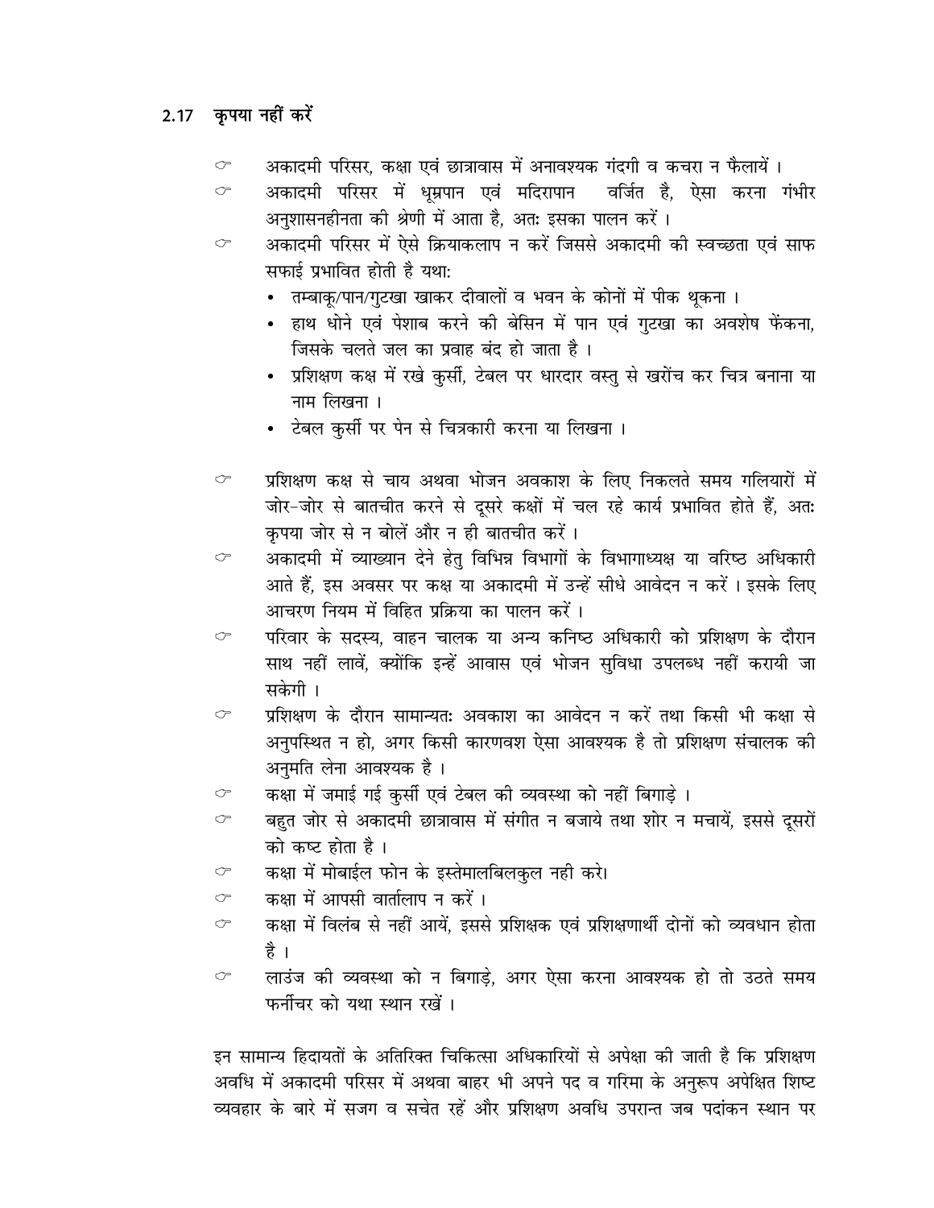## 2.17 कृपया नहीं करें

- ☞ अकादमी परिसर, कक्षा एवं छात्रावास में अनावश्यक गंदगी व कचरा न फैलायें ।
- ☞ अकादमी परिसर में धूम्रपान एवं मदिरापान वर्जित है, ऐसा करना गंभीर अनुशासनहीनता की श्रेणी में आता है, अतः इसका पालन करें ।
- ☞ अकादमी परिसर में ऐसे क्रियाकलाप न करें जिससे अकादमी की स्वच्छता एवं साफ सफाई प्रभावित होती है यथा:
  - तम्बाकू/पान/गुटखा खाकर दीवालों व भवन के कोनों में पीक थूकना ।
  - हाथ धोने एवं पेशाब करने की बेसिन में पान एवं गुटखा का अवशेष फेंकना, जिसके चलते जल का प्रवाह बंद हो जाता है ।
  - प्रशिक्षण कक्ष में रखे कुर्सी, टेबल पर धारदार वस्तु से खरोंच कर चित्र बनाना या नाम लिखना ।
  - टेबल कुर्सी पर पेन से चित्रकारी करना या लिखना ।

- ☞ प्रशिक्षण कक्ष से चाय अथवा भोजन अवकाश के लिए निकलते समय गलियारों में जोर-जोर से बातचीत करने से दूसरे कक्षों में चल रहे कार्य प्रभावित होते हैं, अतः कृपया जोर से न बोलें और न ही बातचीत करें ।
- ☞ अकादमी में व्याख्यान देने हेतु विभिन्न विभागों के विभागाध्यक्ष या वरिष्ठ अधिकारी आते हैं, इस अवसर पर कक्ष या अकादमी में उन्हें सीधे आवेदन न करें । इसके लिए आचरण नियम में विहित प्रक्रिया का पालन करें ।
- ☞ परिवार के सदस्य, वाहन चालक या अन्य कनिष्ठ अधिकारी को प्रशिक्षण के दौरान साथ नहीं लावें, क्योंकि इन्हें आवास एवं भोजन सुविधा उपलब्ध नहीं करायी जा सकेगी ।
- ☞ प्रशिक्षण के दौरान सामान्यतः अवकाश का आवेदन न करें तथा किसी भी कक्षा से अनुपस्थित न हो, अगर किसी कारणवश ऐसा आवश्यक है तो प्रशिक्षण संचालक की अनुमति लेना आवश्यक है ।
- ☞ कक्षा में जमाई गई कुर्सी एवं टेबल की व्यवस्था को नहीं बिगाड़े ।
- ☞ बहुत जोर से अकादमी छात्रावास में संगीत न बजाये तथा शोर न मचायें, इससे दूसरों को कष्ट होता है ।
- ☞ कक्षा में मोबाईल फोन के इस्तेमालबिलकुल नही करे।
- ☞ कक्षा में आपसी वार्तालाप न करें ।
- ☞ कक्षा में विलंब से नहीं आयें, इससे प्रशिक्षक एवं प्रशिक्षणार्थी दोनों को व्यवधान होता है ।
- ☞ लाउंज की व्यवस्था को न बिगाड़े, अगर ऐसा करना आवश्यक हो तो उठते समय फर्नीचर को यथा स्थान रखें ।

इन सामान्य हिदायतों के अतिरिक्त चिकित्सा अधिकारियों से अपेक्षा की जाती है कि प्रशिक्षण अवधि में अकादमी परिसर में अथवा बाहर भी अपने पद व गरिमा के अनुरूप अपेक्षित शिष्ट व्यवहार के बारे में सजग व सचेत रहें और प्रशिक्षण अवधि उपरान्त जब पदांकन स्थान पर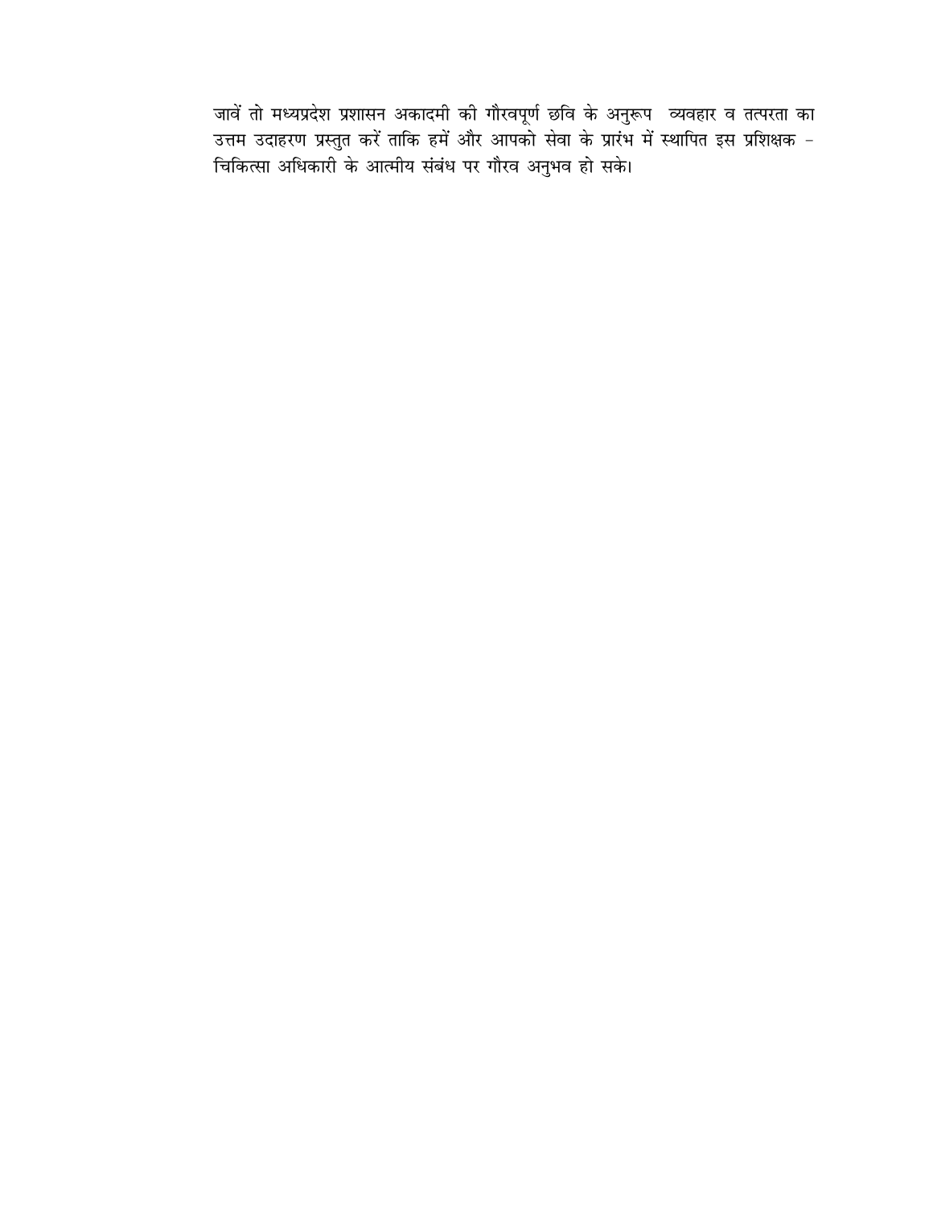जावें तो मध्यप्रदेश प्रशासन अकादमी की गौरवपूर्ण छवि के अनुरूप व्यवहार व तत्परता का उत्तम उदाहरण प्रस्तुत करें ताकि हमें और आपको सेवा के प्रारंभ में स्थापित इस प्रशिक्षक - चिकित्सा अधिकारी के आत्मीय संबंध पर गौरव अनुभव हो सके।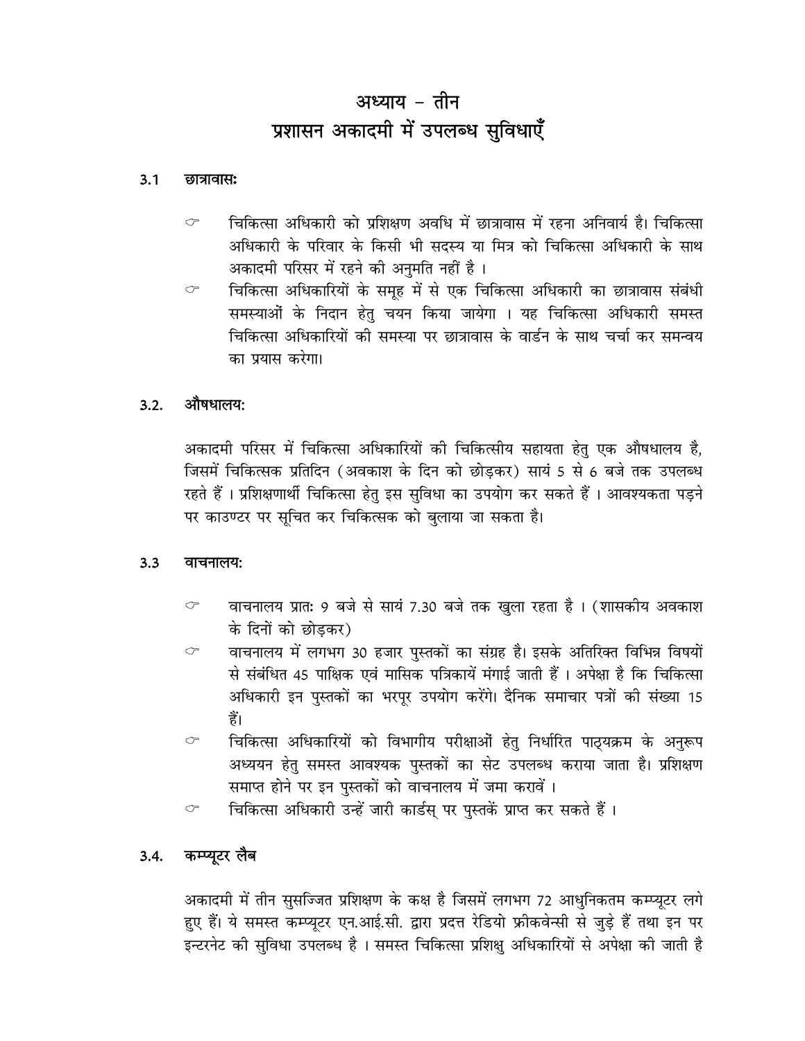# अध्याय – तीन
# प्रशासन अकादमी में उपलब्ध सुविधाएँ

## 3.1 छात्रावासः

- चिकित्सा अधिकारी को प्रशिक्षण अवधि में छात्रावास में रहना अनिवार्य है। चिकित्सा अधिकारी के परिवार के किसी भी सदस्य या मित्र को चिकित्सा अधिकारी के साथ अकादमी परिसर में रहने की अनुमति नहीं है ।
- चिकित्सा अधिकारियों के समूह में से एक चिकित्सा अधिकारी का छात्रावास संबंधी समस्याओं के निदान हेतु चयन किया जायेगा । यह चिकित्सा अधिकारी समस्त चिकित्सा अधिकारियों की समस्या पर छात्रावास के वार्डन के साथ चर्चा कर समन्वय का प्रयास करेगा।

## 3.2. औषधालय:

अकादमी परिसर में चिकित्सा अधिकारियों की चिकित्सीय सहायता हेतु एक औषधालय है, जिसमें चिकित्सक प्रतिदिन (अवकाश के दिन को छोड़कर) सायं 5 से 6 बजे तक उपलब्ध रहते हैं । प्रशिक्षणार्थी चिकित्सा हेतु इस सुविधा का उपयोग कर सकते हैं । आवश्यकता पड़ने पर काउण्टर पर सूचित कर चिकित्सक को बुलाया जा सकता है।

## 3.3 वाचनालय:

- वाचनालय प्रातः 9 बजे से सायं 7.30 बजे तक खुला रहता है । (शासकीय अवकाश के दिनों को छोड़कर)
- वाचनालय में लगभग 30 हजार पुस्तकों का संग्रह है। इसके अतिरिक्त विभिन्न विषयों से संबंधित 45 पाक्षिक एवं मासिक पत्रिकायें मंगाई जाती हैं । अपेक्षा है कि चिकित्सा अधिकारी इन पुस्तकों का भरपूर उपयोग करेंगे। दैनिक समाचार पत्रों की संख्या 15 हैं।
- चिकित्सा अधिकारियों को विभागीय परीक्षाओं हेतु निर्धारित पाठ्यक्रम के अनुरूप अध्ययन हेतु समस्त आवश्यक पुस्तकों का सेट उपलब्ध कराया जाता है। प्रशिक्षण समाप्त होने पर इन पुस्तकों को वाचनालय में जमा करावें ।
- चिकित्सा अधिकारी उन्हें जारी कार्डस् पर पुस्तकें प्राप्त कर सकते हैं ।

## 3.4. कम्प्यूटर लैब

अकादमी में तीन सुसज्जित प्रशिक्षण के कक्ष है जिसमें लगभग 72 आधुनिकतम कम्प्यूटर लगे हुए हैं। ये समस्त कम्प्यूटर एन.आई.सी. द्वारा प्रदत्त रेडियो फ्रीकवेन्सी से जुड़े हैं तथा इन पर इन्टरनेट की सुविधा उपलब्ध है । समस्त चिकित्सा प्रशिक्षु अधिकारियों से अपेक्षा की जाती है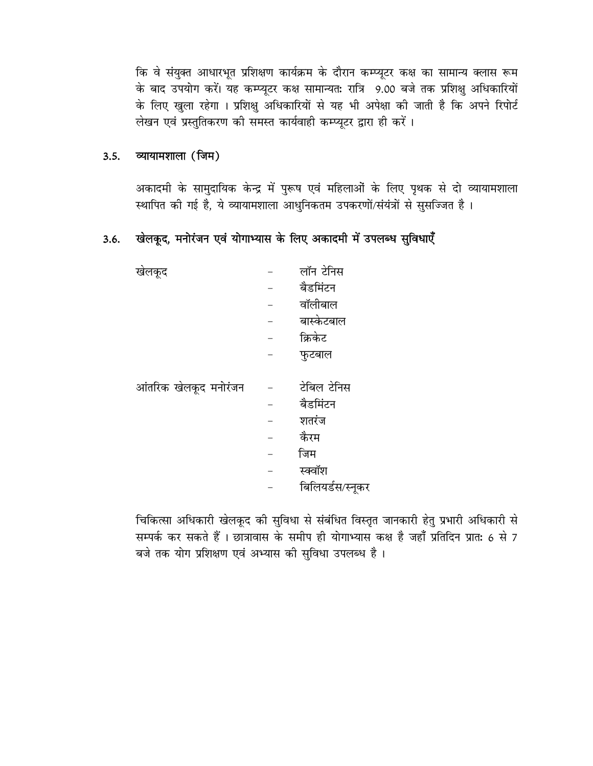कि वे संयुक्त आधारभूत प्रशिक्षण कार्यक्रम के दौरान कम्प्यूटर कक्ष का सामान्य क्लास रूम के बाद उपयोग करें। यह कम्प्यूटर कक्ष सामान्यतः रात्रि 9.00 बजे तक प्रशिक्षु अधिकारियों के लिए खुला रहेगा । प्रशिक्षु अधिकारियों से यह भी अपेक्षा की जाती है कि अपने रिपोर्ट लेखन एवं प्रस्तुतिकरण की समस्त कार्यवाही कम्प्यूटर द्वारा ही करें ।

### 3.5. व्यायामशाला (जिम)

अकादमी के सामुदायिक केन्द्र में पुरूष एवं महिलाओं के लिए पृथक से दो व्यायामशाला स्थापित की गई है, ये व्यायामशाला आधुनिकतम उपकरणों/संयंत्रों से सुसज्जित है ।

### 3.6. खेलकूद, मनोरंजन एवं योगाभ्यास के लिए अकादमी में उपलब्ध सुविधाएँ

खेलकूद
- लॉन टेनिस
- बैडमिंटन
- वॉलीबाल
- बास्केटबाल
- क्रिकेट
- फुटबाल

आंतरिक खेलकूद मनोरंजन
- टेबिल टेनिस
- बैडमिंटन
- शतरंज
- कैरम
- जिम
- स्क्वॉश
- बिलियर्डस/स्नूकर

चिकित्सा अधिकारी खेलकूद की सुविधा से संबंधित विस्तृत जानकारी हेतु प्रभारी अधिकारी से सम्पर्क कर सकते हैं । छात्रावास के समीप ही योगाभ्यास कक्ष है जहाँ प्रतिदिन प्रातः 6 से 7 बजे तक योग प्रशिक्षण एवं अभ्यास की सुविधा उपलब्ध है ।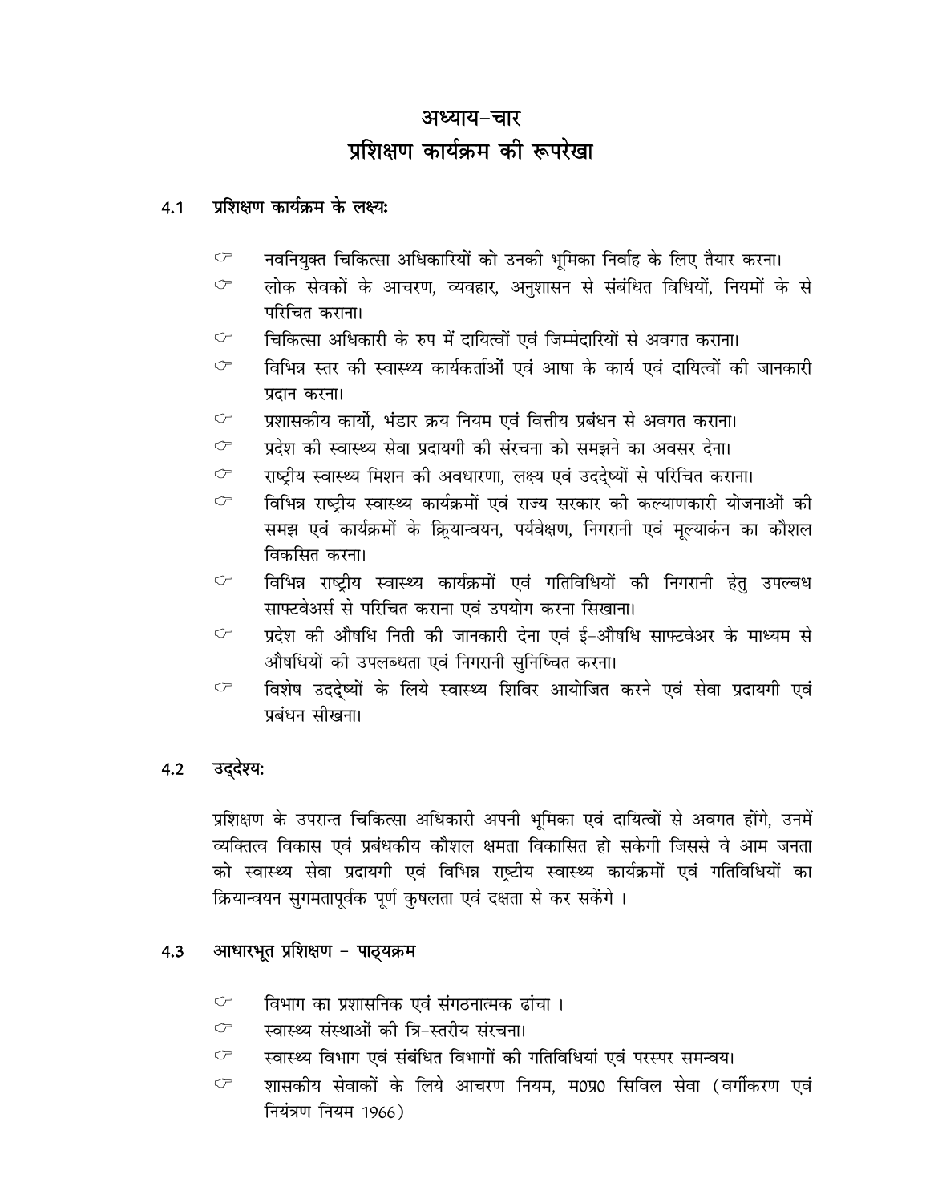# अध्याय-चार
# प्रशिक्षण कार्यक्रम की रूपरेखा

## 4.1 प्रशिक्षण कार्यक्रम के लक्ष्यः

- ☞ नवनियुक्त चिकित्सा अधिकारियों को उनकी भूमिका निर्वाह के लिए तैयार करना।
- ☞ लोक सेवकों के आचरण, व्यवहार, अनुशासन से संबंधित विधियों, नियमों के से परिचित कराना।
- ☞ चिकित्सा अधिकारी के रुप में दायित्वों एवं जिम्मेदारियों से अवगत कराना।
- ☞ विभिन्न स्तर की स्वास्थ्य कार्यकर्ताओं एवं आषा के कार्य एवं दायित्वों की जानकारी प्रदान करना।
- ☞ प्रशासकीय कार्यो, भंडार क्रय नियम एवं वित्तीय प्रबंधन से अवगत कराना।
- ☞ प्रदेश की स्वास्थ्य सेवा प्रदायगी की संरचना को समझने का अवसर देना।
- ☞ राष्ट्रीय स्वास्थ्य मिशन की अवधारणा, लक्ष्य एवं उददे्ष्यों से परिचित कराना।
- ☞ विभिन्न राष्ट्रीय स्वास्थ्य कार्यक्रमों एवं राज्य सरकार की कल्याणकारी योजनाओं की समझ एवं कार्यक्रमों के क्रियान्वयन, पर्यवेक्षण, निगरानी एवं मूल्याकंन का कौशल विकसित करना।
- ☞ विभिन्न राष्ट्रीय स्वास्थ्य कार्यक्रमों एवं गतिविधियों की निगरानी हेतु उपल्बध साफ्टवेअर्स से परिचित कराना एवं उपयोग करना सिखाना।
- ☞ प्रदेश की औषधि निती की जानकारी देना एवं ई-औषधि साफ्टवेअर के माध्यम से औषधियों की उपलब्धता एवं निगरानी सुनिष्चित करना।
- ☞ विशेष उददे्ष्यों के लिये स्वास्थ्य शिविर आयोजित करने एवं सेवा प्रदायगी एवं प्रबंधन सीखना।

## 4.2 उद्देश्यः

प्रशिक्षण के उपरान्त चिकित्सा अधिकारी अपनी भूमिका एवं दायित्वों से अवगत होंगे, उनमें व्यक्तित्व विकास एवं प्रबंधकीय कौशल क्षमता विकासित हो सकेगी जिससे वे आम जनता को स्वास्थ्य सेवा प्रदायगी एवं विभिन्न राष्ट्रीय स्वास्थ्य कार्यक्रमों एवं गतिविधियों का क्रियान्वयन सुगमतापूर्वक पूर्ण कुषलता एवं दक्षता से कर सकेंगे ।

## 4.3 आधारभूत प्रशिक्षण - पाठ्यक्रम

- ☞ विभाग का प्रशासनिक एवं संगठनात्मक ढांचा ।
- ☞ स्वास्थ्य संस्थाओं की त्रि-स्तरीय संरचना।
- ☞ स्वास्थ्य विभाग एवं संबंधित विभागों की गतिविधियां एवं परस्पर समन्वय।
- ☞ शासकीय सेवाकों के लिये आचरण नियम, म0प्र0 सिविल सेवा (वर्गीकरण एवं नियंत्रण नियम 1966)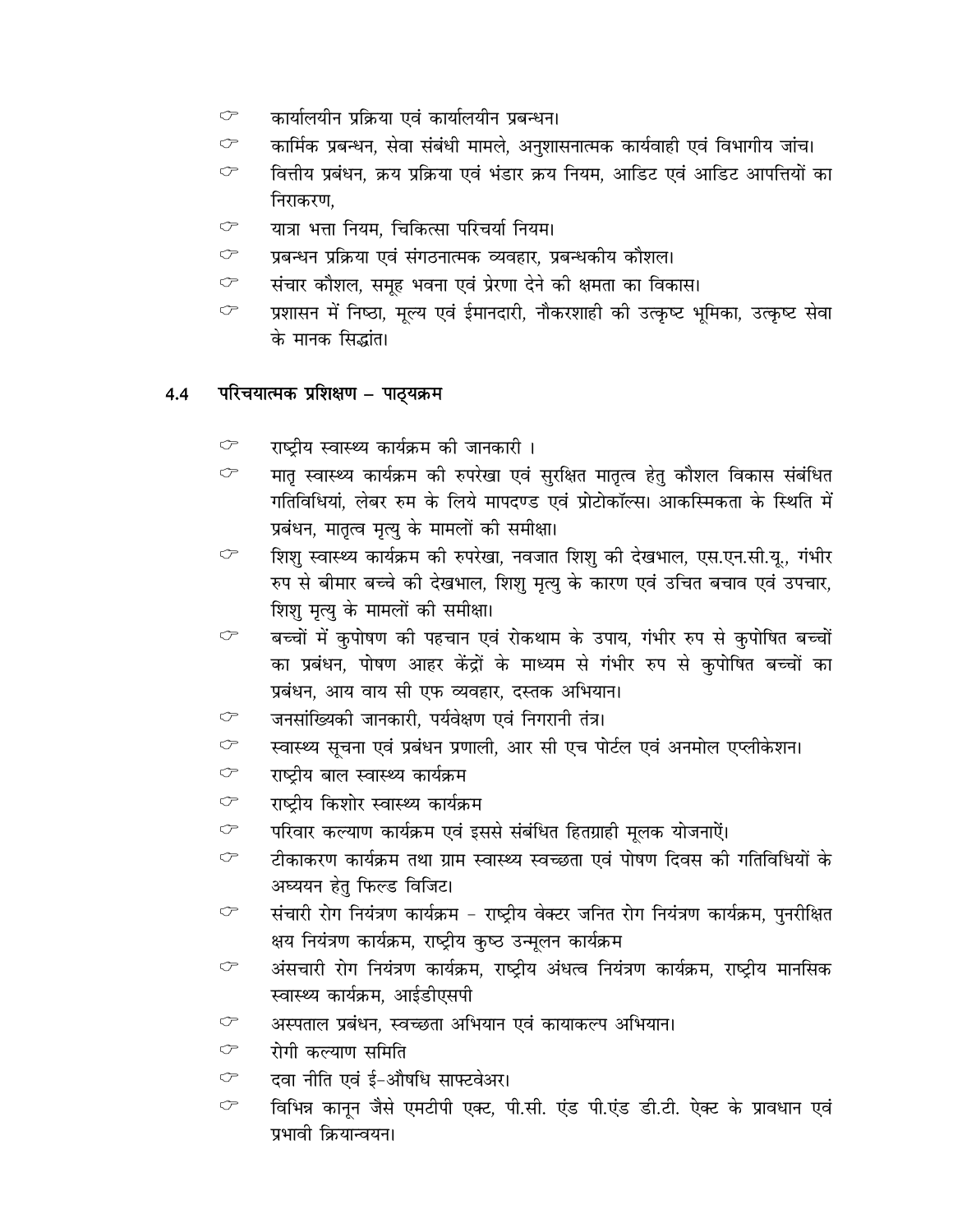- कार्यालयीन प्रक्रिया एवं कार्यालयीन प्रबन्धन।
- कार्मिक प्रबन्धन, सेवा संबंधी मामले, अनुशासनात्मक कार्यवाही एवं विभागीय जांच।
- वित्तीय प्रबंधन, क्रय प्रक्रिया एवं भंडार क्रय नियम, आडिट एवं आडिट आपत्तियों का निराकरण,
- यात्रा भत्ता नियम, चिकित्सा परिचर्या नियम।
- प्रबन्धन प्रक्रिया एवं संगठनात्मक व्यवहार, प्रबन्धकीय कौशल।
- संचार कौशल, समूह भवना एवं प्रेरणा देने की क्षमता का विकास।
- प्रशासन में निष्ठा, मूल्य एवं ईमानदारी, नौकरशाही की उत्कृष्ट भूमिका, उत्कृष्ट सेवा के मानक सिद्धांत।

## 4.4 परिचयात्मक प्रशिक्षण – पाठ्यक्रम

- राष्ट्रीय स्वास्थ्य कार्यक्रम की जानकारी ।
- मातृ स्वास्थ्य कार्यक्रम की रुपरेखा एवं सुरक्षित मातृत्व हेतु कौशल विकास संबंधित गतिविधियां, लेबर रुम के लिये मापदण्ड एवं प्रोटोकॉल्स। आकस्मिकता के स्थिति में प्रबंधन, मातृत्व मृत्यु के मामलों की समीक्षा।
- शिशु स्वास्थ्य कार्यक्रम की रुपरेखा, नवजात शिशु की देखभाल, एस.एन.सी.यू., गंभीर रुप से बीमार बच्चे की देखभाल, शिशु मृत्यु के कारण एवं उचित बचाव एवं उपचार, शिशु मृत्यु के मामलों की समीक्षा।
- बच्चों में कुपोषण की पहचान एवं रोकथाम के उपाय, गंभीर रुप से कुपोषित बच्चों का प्रबंधन, पोषण आहर केंद्रों के माध्यम से गंभीर रुप से कुपोषित बच्चों का प्रबंधन, आय वाय सी एफ व्यवहार, दस्तक अभियान।
- जनसांख्यिकी जानकारी, पर्यवेक्षण एवं निगरानी तंत्र।
- स्वास्थ्य सूचना एवं प्रबंधन प्रणाली, आर सी एच पोर्टल एवं अनमोल एप्लीकेशन।
- राष्ट्रीय बाल स्वास्थ्य कार्यक्रम
- राष्ट्रीय किशोर स्वास्थ्य कार्यक्रम
- परिवार कल्याण कार्यक्रम एवं इससे संबंधित हितग्राही मूलक योजनाऐं।
- टीकाकरण कार्यक्रम तथा ग्राम स्वास्थ्य स्वच्छता एवं पोषण दिवस की गतिविधियों के अध्ययन हेतु फिल्ड विजिट।
- संचारी रोग नियंत्रण कार्यक्रम - राष्ट्रीय वेक्टर जनित रोग नियंत्रण कार्यक्रम, पुनरीक्षित क्षय नियंत्रण कार्यक्रम, राष्ट्रीय कुष्ठ उन्मूलन कार्यक्रम
- अंसचारी रोग नियंत्रण कार्यक्रम, राष्ट्रीय अंधत्व नियंत्रण कार्यक्रम, राष्ट्रीय मानसिक स्वास्थ्य कार्यक्रम, आईडीएसपी
- अस्पताल प्रबंधन, स्वच्छता अभियान एवं कायाकल्प अभियान।
- रोगी कल्याण समिति
- दवा नीति एवं ई–औषधि साफ्टवेअर।
- विभिन्न कानून जैसे एमटीपी एक्ट, पी.सी. एंड पी.एंड डी.टी. ऐक्ट के प्रावधान एवं प्रभावी क्रियान्वयन।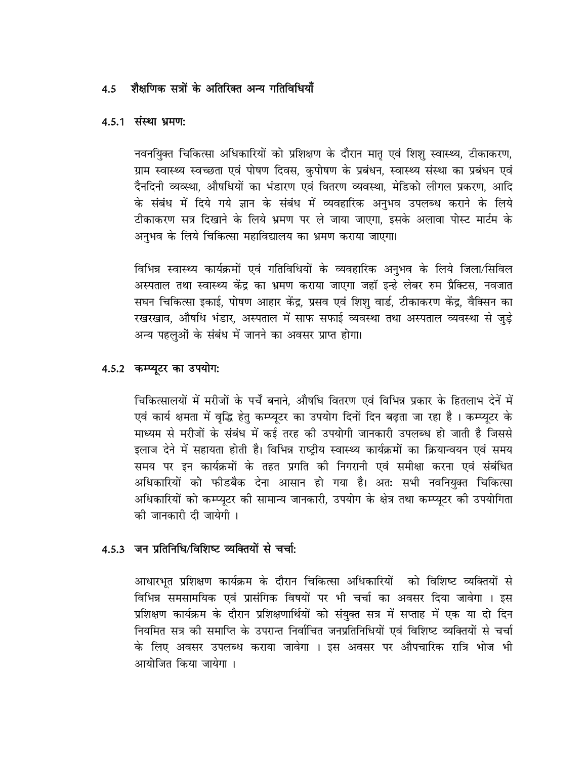## 4.5 शैक्षणिक सत्रों के अतिरिक्त अन्य गतिविधियाँ

### 4.5.1 संस्था भ्रमण:

नवनियुक्त चिकित्सा अधिकारियों को प्रशिक्षण के दौरान मातृ एवं शिशु स्वास्थ्य, टीकाकरण, ग्राम स्वास्थ्य स्वच्छता एवं पोषण दिवस, कुपोषण के प्रबंधन, स्वास्थ्य संस्था का प्रबंधन एवं दैनदिनी व्यवस्था, औषधियों का भंडारण एवं वितरण व्यवस्था, मेडिको लीगल प्रकरण, आदि के संबंध में दिये गये ज्ञान के संबंध में व्यवहारिक अनुभव उपलब्ध कराने के लिये टीकाकरण सत्र दिखाने के लिये भ्रमण पर ले जाया जाएगा, इसके अलावा पोस्ट मार्टम के अनुभव के लिये चिकित्सा महाविद्यालय का भ्रमण कराया जाएगा।

विभिन्न स्वास्थ्य कार्यक्रमों एवं गतिविधियों के व्यवहारिक अनुभव के लिये जिला/सिविल अस्पताल तथा स्वास्थ्य केंद्र का भ्रमण कराया जाएगा जहाँ इन्हे लेबर रुम प्रैक्टिस, नवजात सघन चिकित्सा इकाई, पोषण आहार केंद्र, प्रसव एवं शिशु वार्ड, टीकाकरण केंद्र, वैक्सिन का रखरखाव, औषधि भंडार, अस्पताल में साफ सफाई व्यवस्था तथा अस्पताल व्यवस्था से जुड़े अन्य पहलुओं के संबंध में जानने का अवसर प्राप्त होगा।

### 4.5.2 कम्प्यूटर का उपयोग:

चिकित्सालयों में मरीजों के पर्चे बनाने, औषधि वितरण एवं विभिन्न प्रकार के हितलाभ देनें में एवं कार्य क्षमता में वृद्धि हेतु कम्प्यूटर का उपयोग दिनों दिन बढ़ता जा रहा है । कम्प्यूटर के माध्यम से मरीजों के संबंध में कई तरह की उपयोगी जानकारी उपलब्ध हो जाती है जिससे इलाज देने में सहायता होती है। विभिन्न राष्ट्रीय स्वास्थ्य कार्यक्रमों का क्रियान्वयन एवं समय समय पर इन कार्यक्रमों के तहत प्रगति की निगरानी एवं समीक्षा करना एवं संबंधित अधिकारियों को फीडबैक देना आसान हो गया है। अतः सभी नवनियुक्त चिकित्सा अधिकारियों को कम्प्यूटर की सामान्य जानकारी, उपयोग के क्षेत्र तथा कम्प्यूटर की उपयोगिता की जानकारी दी जायेगी ।

### 4.5.3 जन प्रतिनिधि/विशिष्ट व्यक्तियों से चर्चा:

आधारभूत प्रशिक्षण कार्यक्रम के दौरान चिकित्सा अधिकारियों को विशिष्ट व्यक्तियों से विभिन्न समसामयिक एवं प्रासंगिक विषयों पर भी चर्चा का अवसर दिया जावेगा । इस प्रशिक्षण कार्यक्रम के दौरान प्रशिक्षणार्थियों को संयुक्त सत्र में सप्ताह में एक या दो दिन नियमित सत्र की समाप्ति के उपरान्त निर्वाचित जनप्रतिनिधियों एवं विशिष्ट व्यक्तियों से चर्चा के लिए अवसर उपलब्ध कराया जावेगा । इस अवसर पर औपचारिक रात्रि भोज भी आयोजित किया जायेगा ।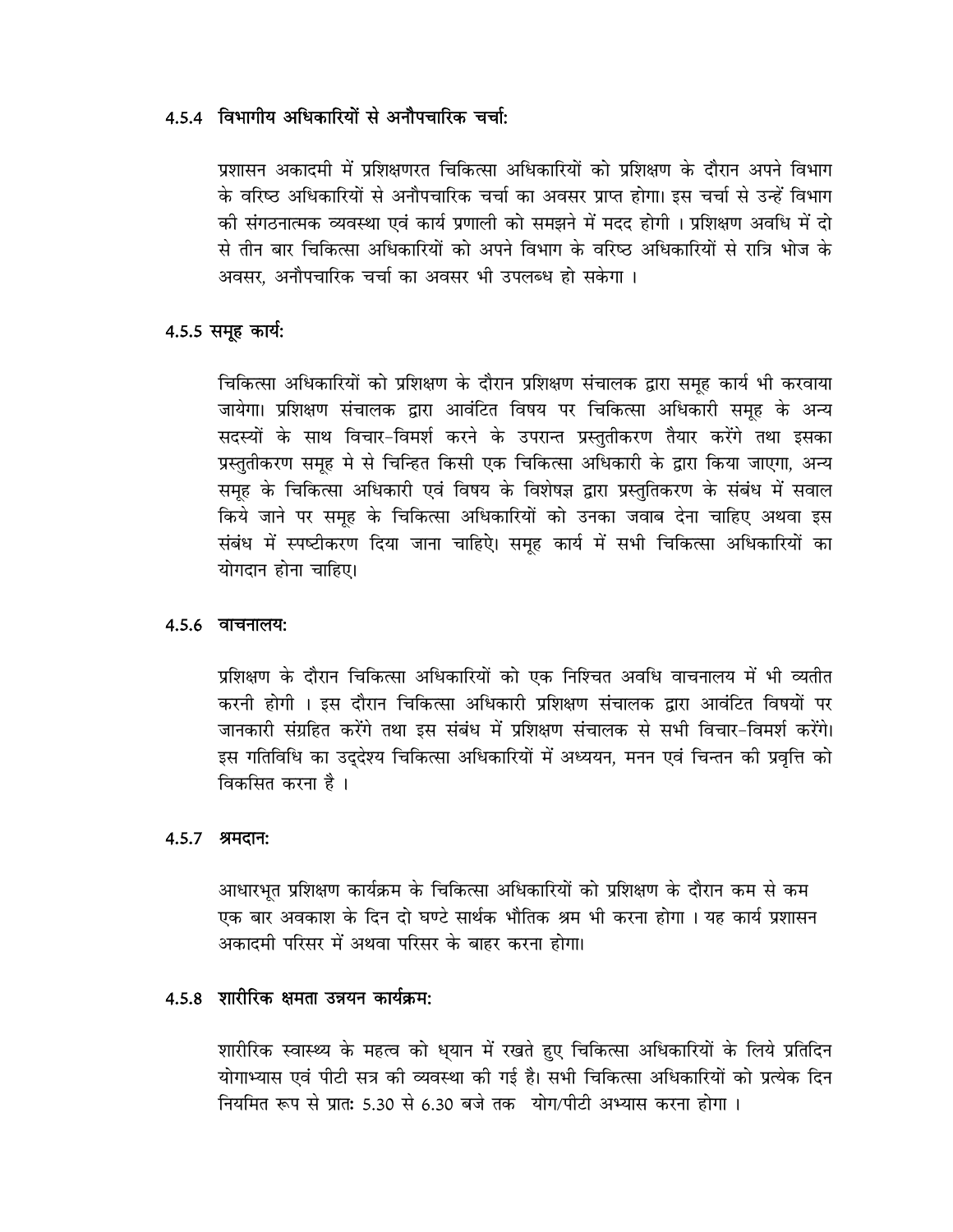#### 4.5.4 विभागीय अधिकारियों से अनौपचारिक चर्चा:

प्रशासन अकादमी में प्रशिक्षणरत चिकित्सा अधिकारियों को प्रशिक्षण के दौरान अपने विभाग के वरिष्ठ अधिकारियों से अनौपचारिक चर्चा का अवसर प्राप्त होगा। इस चर्चा से उन्हें विभाग की संगठनात्मक व्यवस्था एवं कार्य प्रणाली को समझने में मदद होगी । प्रशिक्षण अवधि में दो से तीन बार चिकित्सा अधिकारियों को अपने विभाग के वरिष्ठ अधिकारियों से रात्रि भोज के अवसर, अनौपचारिक चर्चा का अवसर भी उपलब्ध हो सकेगा ।

#### 4.5.5 समूह कार्य:

चिकित्सा अधिकारियों को प्रशिक्षण के दौरान प्रशिक्षण संचालक द्वारा समूह कार्य भी करवाया जायेगा। प्रशिक्षण संचालक द्वारा आवंटित विषय पर चिकित्सा अधिकारी समूह के अन्य सदस्यों के साथ विचार-विमर्श करने के उपरान्त प्रस्तुतीकरण तैयार करेंगे तथा इसका प्रस्तुतीकरण समूह मे से चिन्हित किसी एक चिकित्सा अधिकारी के द्वारा किया जाएगा, अन्य समूह के चिकित्सा अधिकारी एवं विषय के विशेषज्ञ द्वारा प्रस्तुतिकरण के संबंध में सवाल किये जाने पर समूह के चिकित्सा अधिकारियों को उनका जवाब देना चाहिए अथवा इस संबंध में स्पष्टीकरण दिया जाना चाहिऐ। समूह कार्य में सभी चिकित्सा अधिकारियों का योगदान होना चाहिए।

#### 4.5.6 वाचनालय:

प्रशिक्षण के दौरान चिकित्सा अधिकारियों को एक निश्चित अवधि वाचनालय में भी व्यतीत करनी होगी । इस दौरान चिकित्सा अधिकारी प्रशिक्षण संचालक द्वारा आवंटित विषयों पर जानकारी संग्रहित करेंगे तथा इस संबंध में प्रशिक्षण संचालक से सभी विचार-विमर्श करेंगे। इस गतिविधि का उद्देश्य चिकित्सा अधिकारियों में अध्ययन, मनन एवं चिन्तन की प्रवृत्ति को विकसित करना है ।

#### 4.5.7 श्रमदान:

आधारभूत प्रशिक्षण कार्यक्रम के चिकित्सा अधिकारियों को प्रशिक्षण के दौरान कम से कम एक बार अवकाश के दिन दो घण्टे सार्थक भौतिक श्रम भी करना होगा । यह कार्य प्रशासन अकादमी परिसर में अथवा परिसर के बाहर करना होगा।

#### 4.5.8 शारीरिक क्षमता उन्नयन कार्यक्रम:

शारीरिक स्वास्थ्य के महत्व को ध्यान में रखते हुए चिकित्सा अधिकारियों के लिये प्रतिदिन योगाभ्यास एवं पीटी सत्र की व्यवस्था की गई है। सभी चिकित्सा अधिकारियों को प्रत्येक दिन नियमित रूप से प्रातः 5.30 से 6.30 बजे तक योग/पीटी अभ्यास करना होगा ।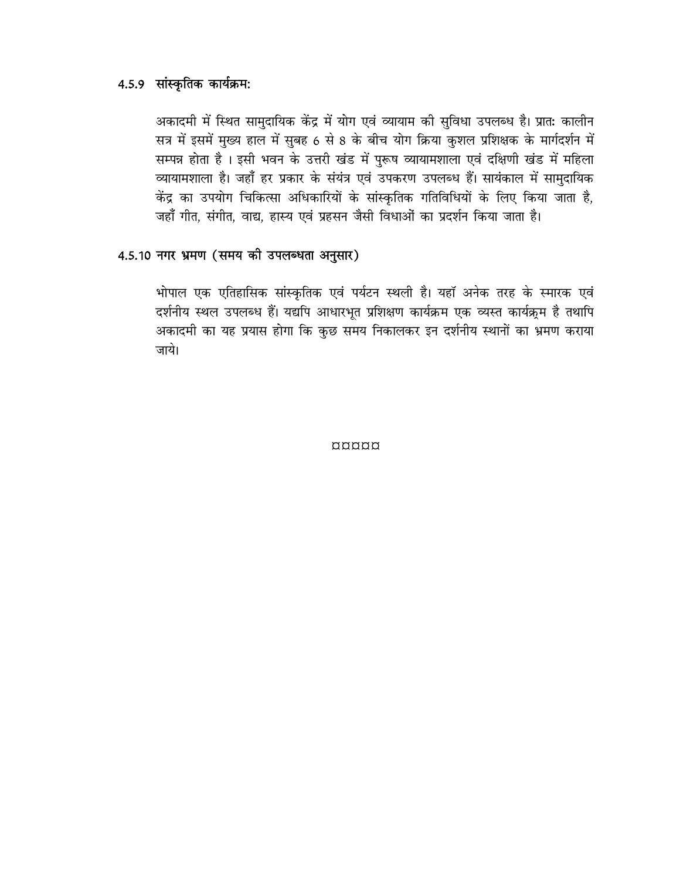### 4.5.9 सांस्कृतिक कार्यक्रमः

अकादमी में स्थित सामुदायिक केंद्र में योग एवं व्यायाम की सुविधा उपलब्ध है। प्रातः कालीन सत्र में इसमें मुख्य हाल में सुबह 6 से 8 के बीच योग क्रिया कुशल प्रशिक्षक के मार्गदर्शन में सम्पन्न होता है । इसी भवन के उत्तरी खंड में पुरूष व्यायामशाला एवं दक्षिणी खंड में महिला व्यायामशाला है। जहाँ हर प्रकार के संयंत्र एवं उपकरण उपलब्ध हैं। सायंकाल में सामुदायिक केंद्र का उपयोग चिकित्सा अधिकारियों के सांस्कृतिक गतिविधियों के लिए किया जाता है, जहाँ गीत, संगीत, वाद्य, हास्य एवं प्रहसन जैसी विधाओं का प्रदर्शन किया जाता है।

### 4.5.10 नगर भ्रमण (समय की उपलब्धता अनुसार)

भोपाल एक एतिहासिक सांस्कृतिक एवं पर्यटन स्थली है। यहॉ अनेक तरह के स्मारक एवं दर्शनीय स्थल उपलब्ध हैं। यद्यपि आधारभूत प्रशिक्षण कार्यक्रम एक व्यस्त कार्यक्रम है तथापि अकादमी का यह प्रयास होगा कि कुछ समय निकालकर इन दर्शनीय स्थानों का भ्रमण कराया जाये।

¤¤¤¤¤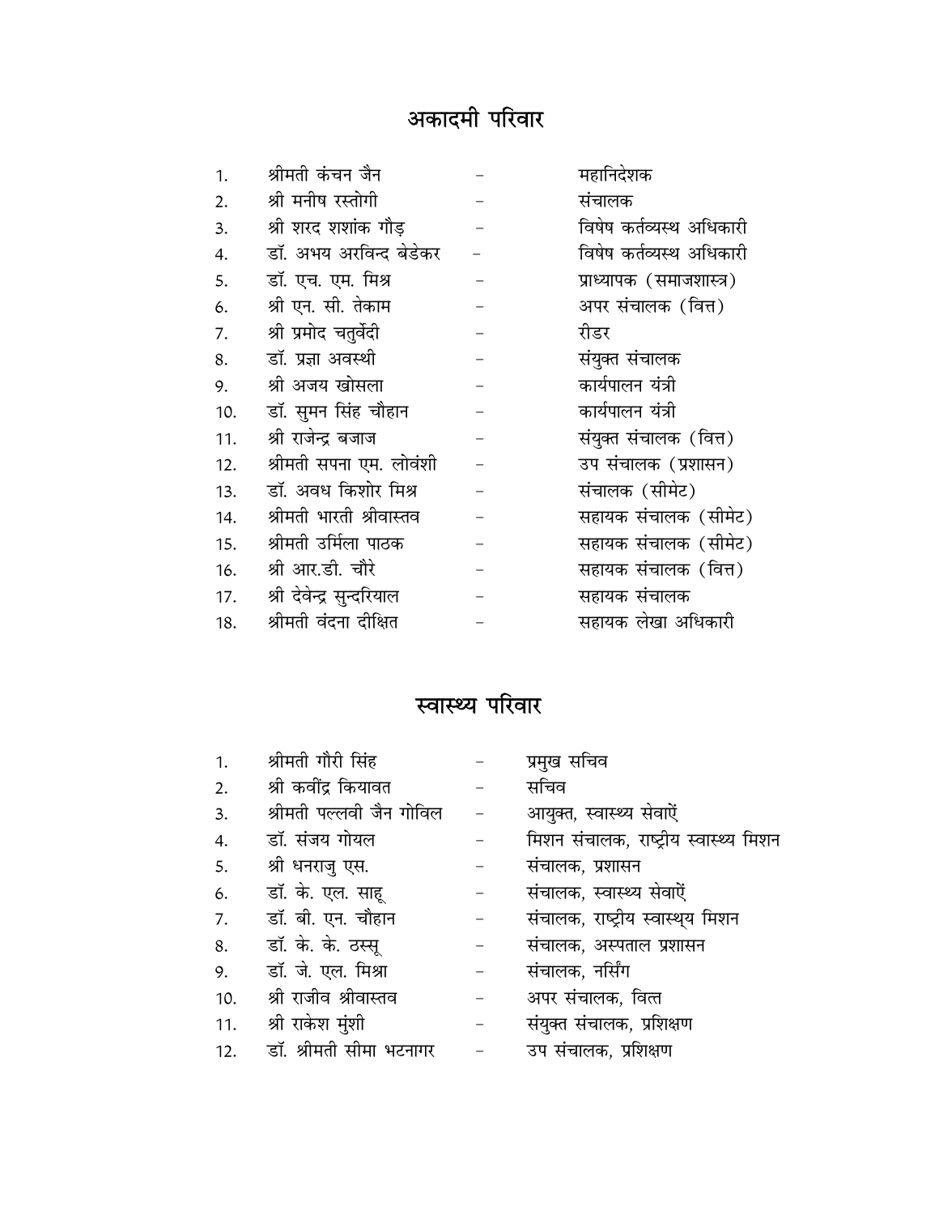# अकादमी परिवार

1. श्रीमती कंचन जैन – महानिदेशक
2. श्री मनीष रस्तोगी – संचालक
3. श्री शरद शशांक गौड़ – विषेष कर्तव्यस्थ अधिकारी
4. डॉ. अभय अरविन्द बेडेकर – विषेष कर्तव्यस्थ अधिकारी
5. डॉ. एच. एम. मिश्र – प्राध्यापक (समाजशास्त्र)
6. श्री एन. सी. तेकाम – अपर संचालक (वित्त)
7. श्री प्रमोद चतुर्वेदी – रीडर
8. डॉ. प्रज्ञा अवस्थी – संयुक्त संचालक
9. श्री अजय खोसला – कार्यपालन यंत्री
10. डॉ. सुमन सिंह चौहान – कार्यपालन यंत्री
11. श्री राजेन्द्र बजाज – संयुक्त संचालक (वित्त)
12. श्रीमती सपना एम. लोवंशी – उप संचालक (प्रशासन)
13. डॉ. अवध किशोर मिश्र – संचालक (सीमेट)
14. श्रीमती भारती श्रीवास्तव – सहायक संचालक (सीमेट)
15. श्रीमती उर्मिला पाठक – सहायक संचालक (सीमेट)
16. श्री आर.डी. चौरे – सहायक संचालक (वित्त)
17. श्री देवेन्द्र सुन्दरियाल – सहायक संचालक
18. श्रीमती वंदना दीक्षित – सहायक लेखा अधिकारी

# स्वास्थ्य परिवार

1. श्रीमती गौरी सिंह – प्रमुख सचिव
2. श्री कवींद्र कियावत – सचिव
3. श्रीमती पल्लवी जैन गोविल – आयुक्त, स्वास्थ्य सेवाऐं
4. डॉ. संजय गोयल – मिशन संचालक, राष्ट्रीय स्वास्थ्य मिशन
5. श्री धनराजु एस. – संचालक, प्रशासन
6. डॉ. के. एल. साहू – संचालक, स्वास्थ्य सेवाऐं
7. डॉ. बी. एन. चौहान – संचालक, राष्ट्रीय स्वास्थ्य मिशन
8. डॉ. के. के. ठस्सू – संचालक, अस्पताल प्रशासन
9. डॉ. जे. एल. मिश्रा – संचालक, नर्सिंग
10. श्री राजीव श्रीवास्तव – अपर संचालक, वित्त
11. श्री राकेश मुंशी – संयुक्त संचालक, प्रशिक्षण
12. डॉ. श्रीमती सीमा भटनागर – उप संचालक, प्रशिक्षण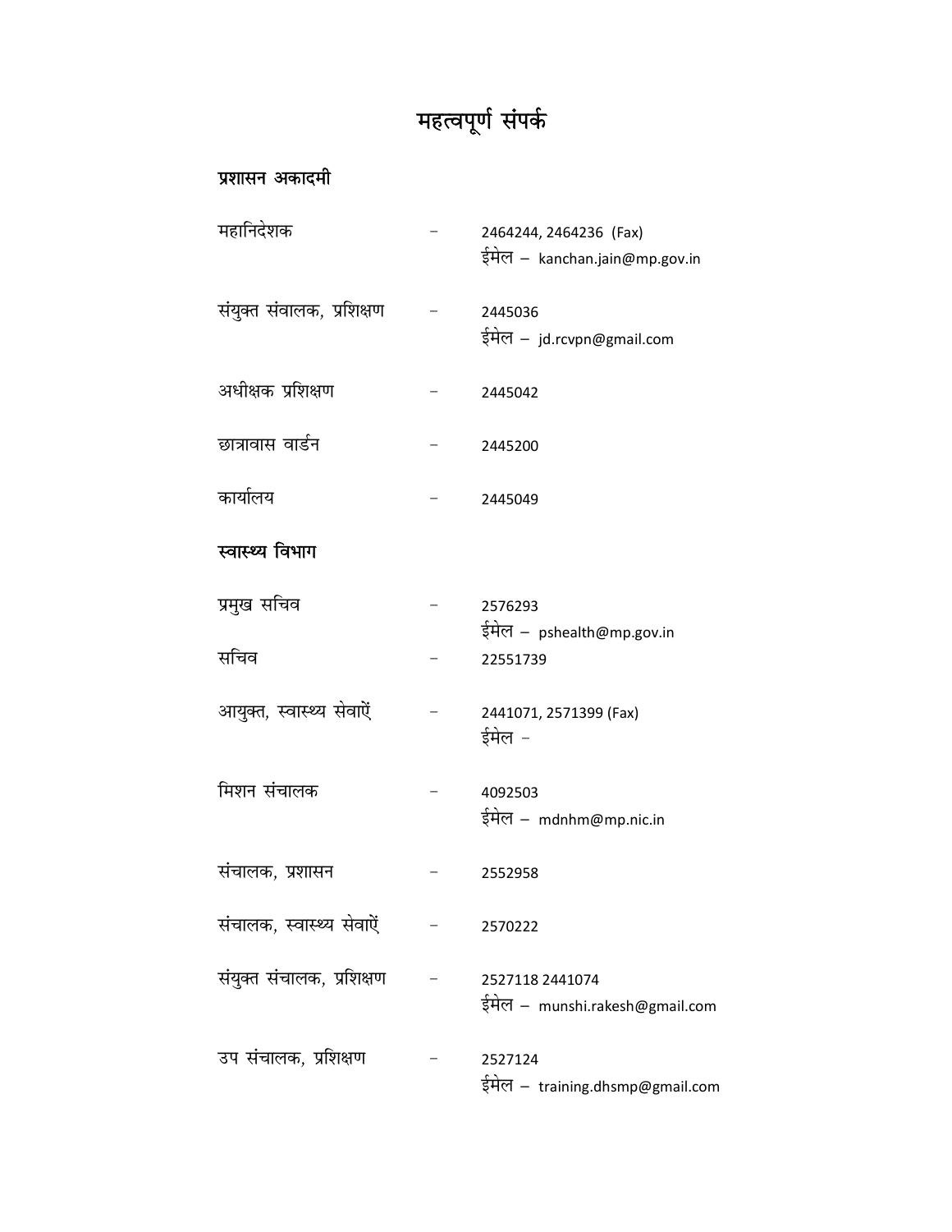# महत्वपूर्ण संपर्क

## प्रशासन अकादमी

| | | |
|---|---|---|
| महानिदेशक | – | 2464244, 2464236 (Fax)<br>ईमेल – kanchan.jain@mp.gov.in |
| संयुक्त संवालक, प्रशिक्षण | – | 2445036<br>ईमेल – jd.rcvpn@gmail.com |
| अधीक्षक प्रशिक्षण | – | 2445042 |
| छात्रावास वार्डन | – | 2445200 |
| कार्यालय | – | 2445049 |

## स्वास्थ्य विभाग

| | | |
|---|---|---|
| प्रमुख सचिव | – | 2576293<br>ईमेल – pshealth@mp.gov.in |
| सचिव | – | 22551739 |
| आयुक्त, स्वास्थ्य सेवाऐं | – | 2441071, 2571399 (Fax)<br>ईमेल – |
| मिशन संचालक | – | 4092503<br>ईमेल – mdnhm@mp.nic.in |
| संचालक, प्रशासन | – | 2552958 |
| संचालक, स्वास्थ्य सेवाऐं | – | 2570222 |
| संयुक्त संचालक, प्रशिक्षण | – | 2527118 2441074<br>ईमेल – munshi.rakesh@gmail.com |
| उप संचालक, प्रशिक्षण | – | 2527124<br>ईमेल – training.dhsmp@gmail.com |